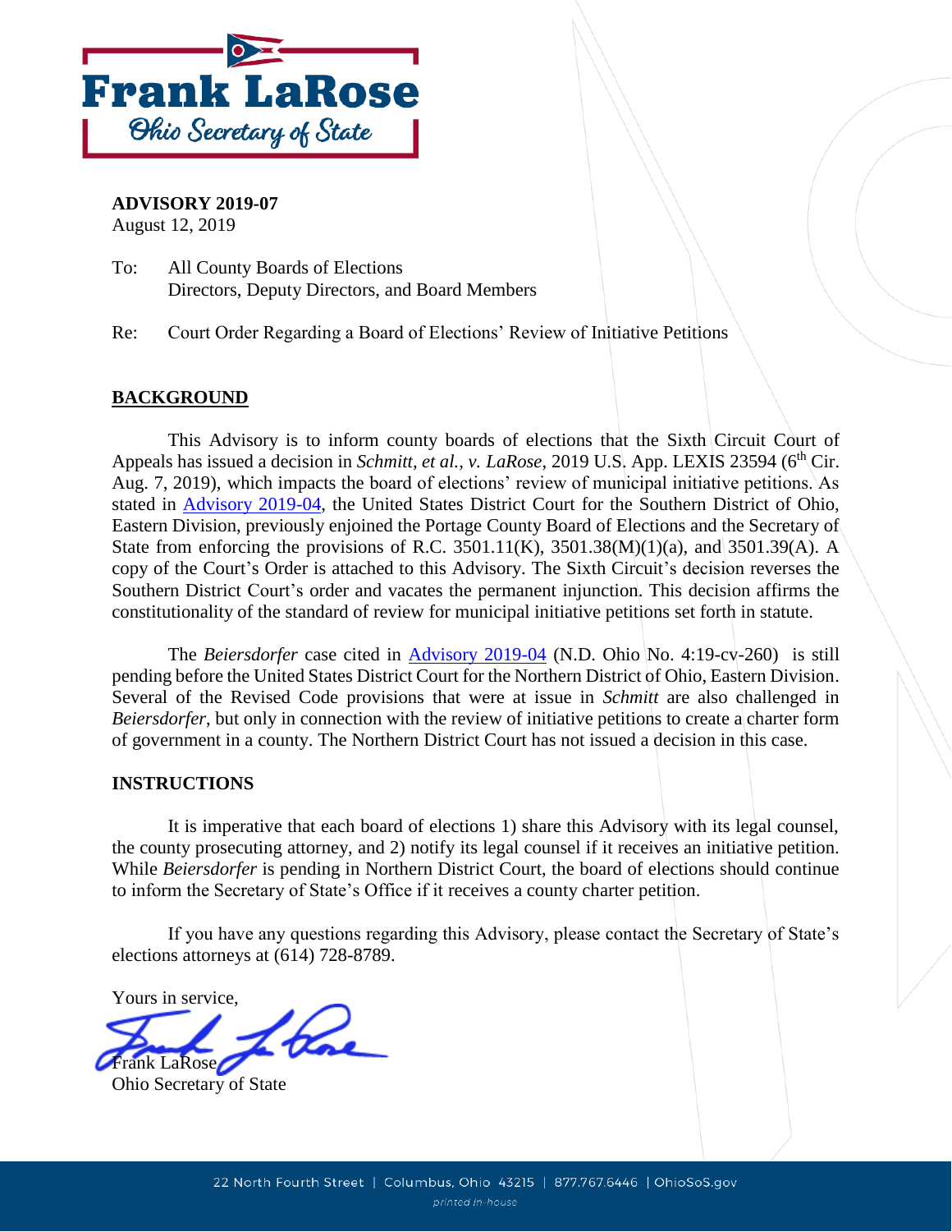Frank LaRose
Ohio Secretary of State

**ADVISORY 2019-07**
August 12, 2019

To: All County Boards of Elections
Directors, Deputy Directors, and Board Members

Re: Court Order Regarding a Board of Elections' Review of Initiative Petitions

## BACKGROUND

This Advisory is to inform county boards of elections that the Sixth Circuit Court of Appeals has issued a decision in *Schmitt, et al., v. LaRose*, 2019 U.S. App. LEXIS 23594 (6th Cir. Aug. 7, 2019), which impacts the board of elections' review of municipal initiative petitions. As stated in Advisory 2019-04, the United States District Court for the Southern District of Ohio, Eastern Division, previously enjoined the Portage County Board of Elections and the Secretary of State from enforcing the provisions of R.C. 3501.11(K), 3501.38(M)(1)(a), and 3501.39(A). A copy of the Court's Order is attached to this Advisory. The Sixth Circuit's decision reverses the Southern District Court's order and vacates the permanent injunction. This decision affirms the constitutionality of the standard of review for municipal initiative petitions set forth in statute.

The *Beiersdorfer* case cited in Advisory 2019-04 (N.D. Ohio No. 4:19-cv-260) is still pending before the United States District Court for the Northern District of Ohio, Eastern Division. Several of the Revised Code provisions that were at issue in *Schmitt* are also challenged in *Beiersdorfer*, but only in connection with the review of initiative petitions to create a charter form of government in a county. The Northern District Court has not issued a decision in this case.

## INSTRUCTIONS

It is imperative that each board of elections 1) share this Advisory with its legal counsel, the county prosecuting attorney, and 2) notify its legal counsel if it receives an initiative petition. While *Beiersdorfer* is pending in Northern District Court, the board of elections should continue to inform the Secretary of State's Office if it receives a county charter petition.

If you have any questions regarding this Advisory, please contact the Secretary of State's elections attorneys at (614) 728-8789.

Yours in service,

Frank LaRose
Ohio Secretary of State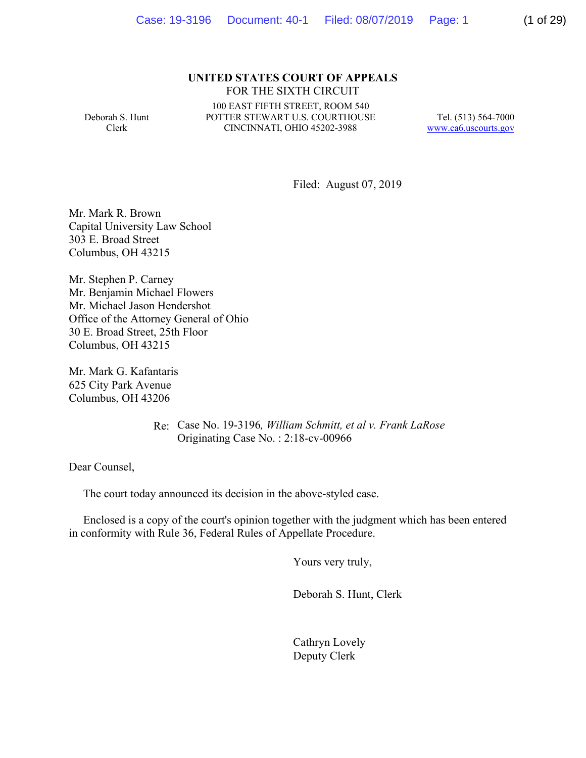**UNITED STATES COURT OF APPEALS**
FOR THE SIXTH CIRCUIT

Deborah S. Hunt
Clerk

100 EAST FIFTH STREET, ROOM 540
POTTER STEWART U.S. COURTHOUSE
CINCINNATI, OHIO 45202-3988

Tel. (513) 564-7000
www.ca6.uscourts.gov

Filed: August 07, 2019

Mr. Mark R. Brown
Capital University Law School
303 E. Broad Street
Columbus, OH 43215

Mr. Stephen P. Carney
Mr. Benjamin Michael Flowers
Mr. Michael Jason Hendershot
Office of the Attorney General of Ohio
30 E. Broad Street, 25th Floor
Columbus, OH 43215

Mr. Mark G. Kafantaris
625 City Park Avenue
Columbus, OH 43206

Re: Case No. 19-3196*, William Schmitt, et al v. Frank LaRose*
Originating Case No. : 2:18-cv-00966

Dear Counsel,

The court today announced its decision in the above-styled case.

Enclosed is a copy of the court's opinion together with the judgment which has been entered in conformity with Rule 36, Federal Rules of Appellate Procedure.

Yours very truly,

Deborah S. Hunt, Clerk

Cathryn Lovely
Deputy Clerk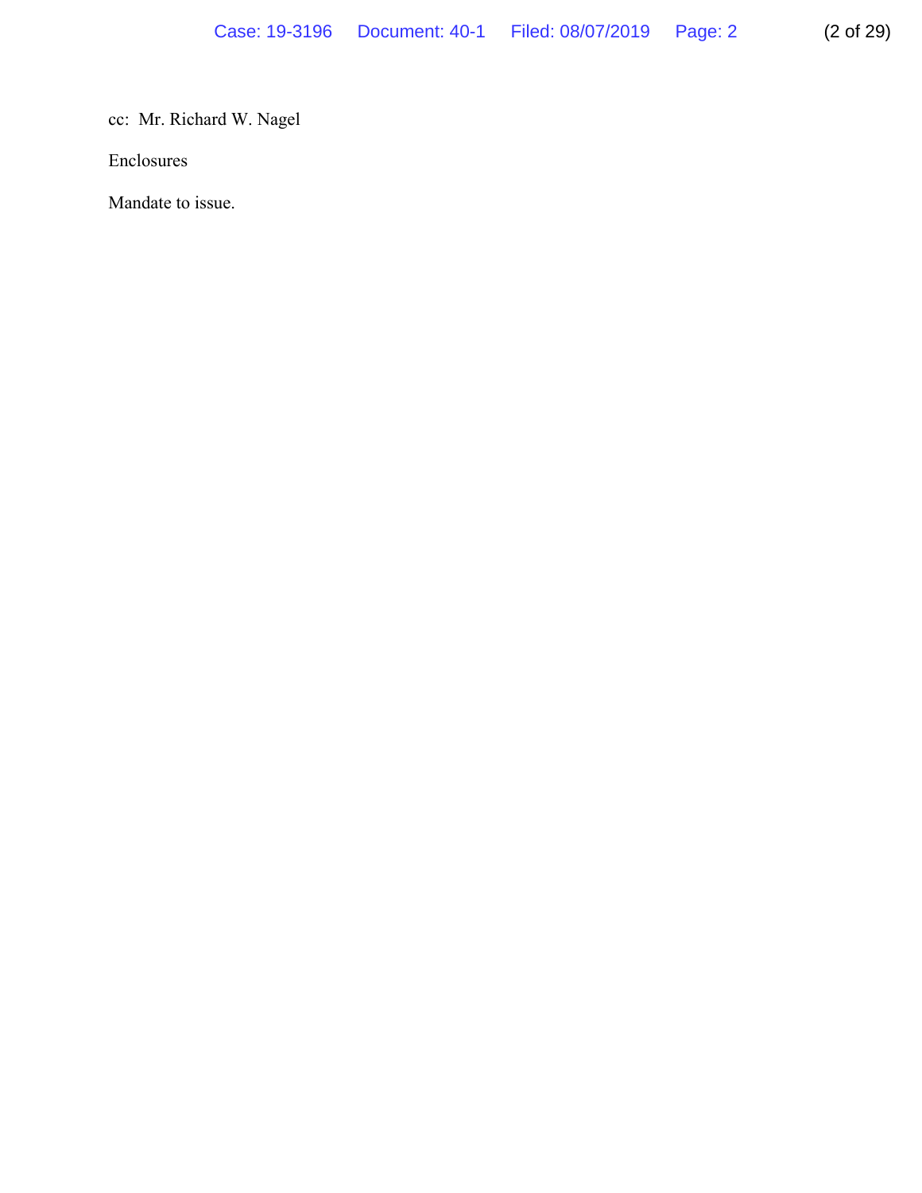cc: Mr. Richard W. Nagel

Enclosures

Mandate to issue.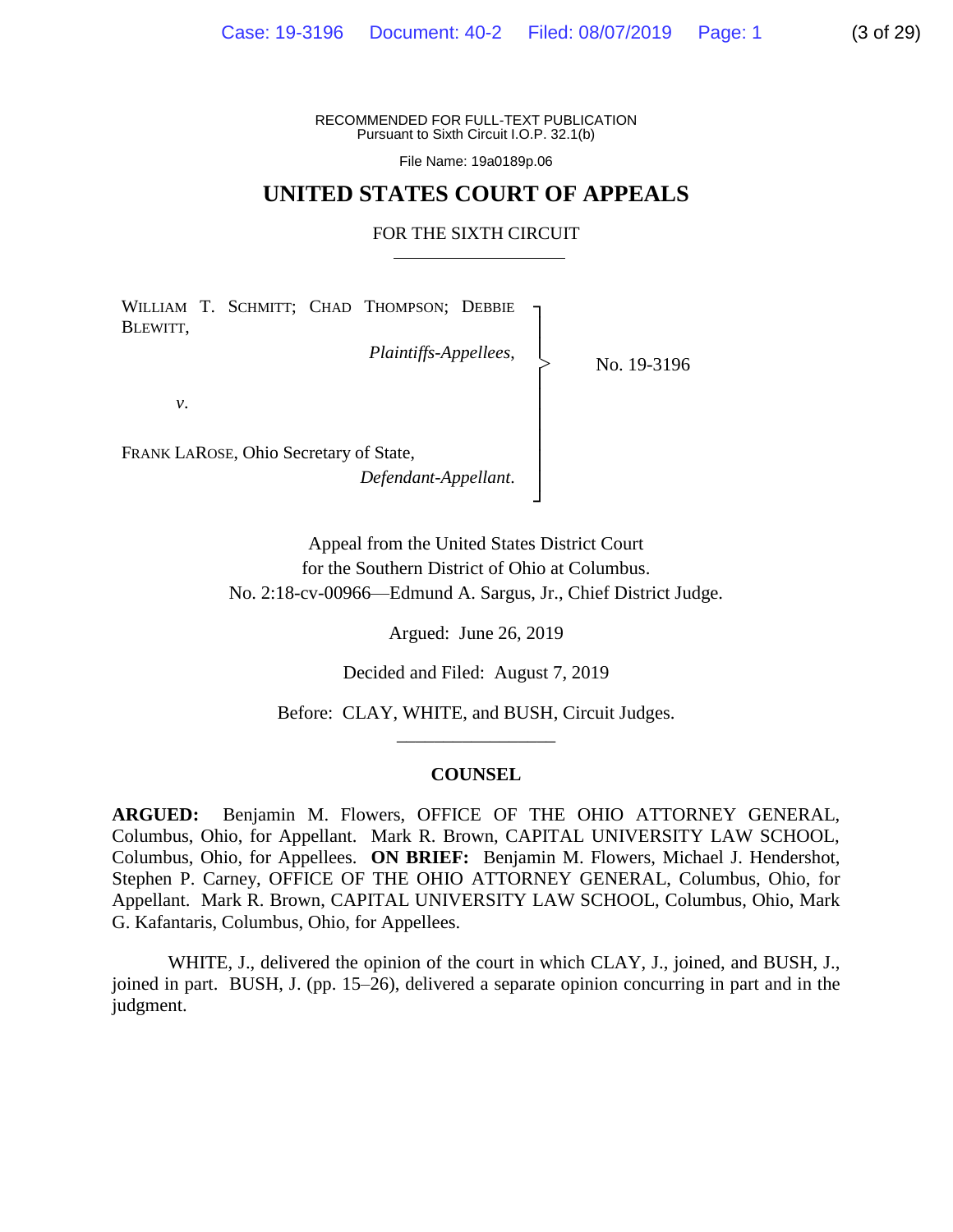RECOMMENDED FOR FULL-TEXT PUBLICATION
Pursuant to Sixth Circuit I.O.P. 32.1(b)

File Name: 19a0189p.06

# UNITED STATES COURT OF APPEALS

## FOR THE SIXTH CIRCUIT

WILLIAM T. SCHMITT; CHAD THOMPSON; DEBBIE BLEWITT,

*Plaintiffs-Appellees*,

*v*.

FRANK LAROSE, Ohio Secretary of State,

*Defendant-Appellant*.

No. 19-3196

Appeal from the United States District Court
for the Southern District of Ohio at Columbus.
No. 2:18-cv-00966—Edmund A. Sargus, Jr., Chief District Judge.

Argued: June 26, 2019

Decided and Filed: August 7, 2019

Before: CLAY, WHITE, and BUSH, Circuit Judges.

## COUNSEL

**ARGUED:** Benjamin M. Flowers, OFFICE OF THE OHIO ATTORNEY GENERAL, Columbus, Ohio, for Appellant. Mark R. Brown, CAPITAL UNIVERSITY LAW SCHOOL, Columbus, Ohio, for Appellees. **ON BRIEF:** Benjamin M. Flowers, Michael J. Hendershot, Stephen P. Carney, OFFICE OF THE OHIO ATTORNEY GENERAL, Columbus, Ohio, for Appellant. Mark R. Brown, CAPITAL UNIVERSITY LAW SCHOOL, Columbus, Ohio, Mark G. Kafantaris, Columbus, Ohio, for Appellees.

WHITE, J., delivered the opinion of the court in which CLAY, J., joined, and BUSH, J., joined in part. BUSH, J. (pp. 15–26), delivered a separate opinion concurring in part and in the judgment.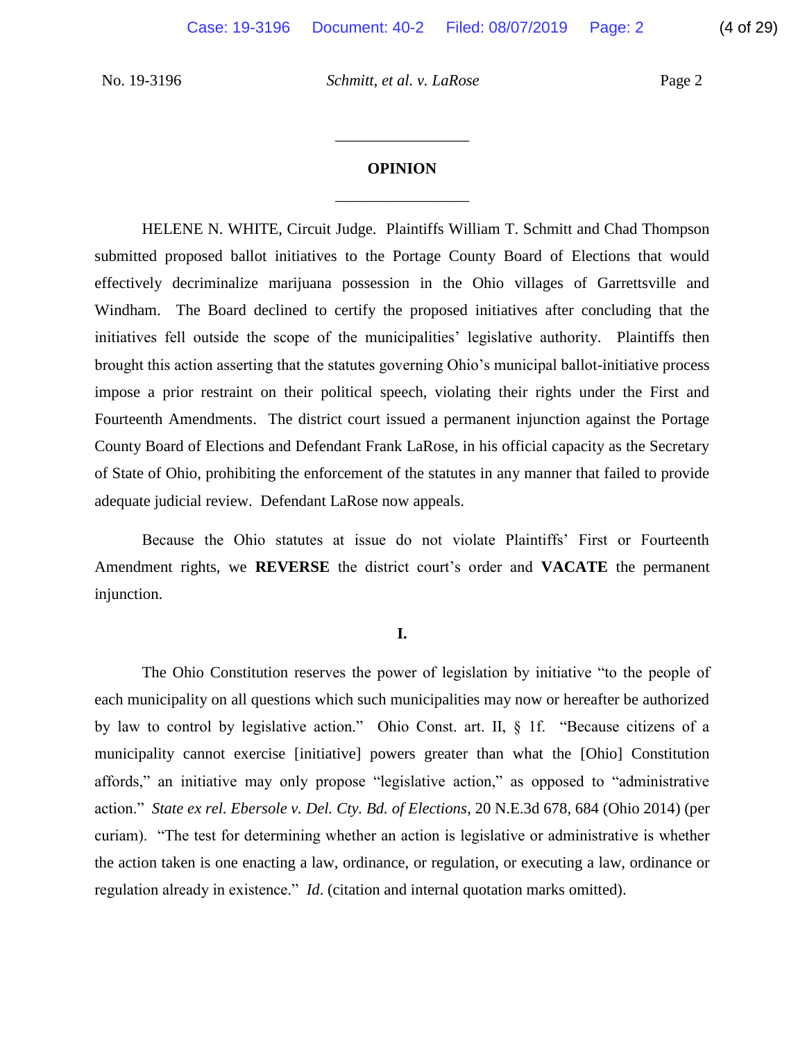## OPINION

HELENE N. WHITE, Circuit Judge. Plaintiffs William T. Schmitt and Chad Thompson submitted proposed ballot initiatives to the Portage County Board of Elections that would effectively decriminalize marijuana possession in the Ohio villages of Garrettsville and Windham. The Board declined to certify the proposed initiatives after concluding that the initiatives fell outside the scope of the municipalities' legislative authority. Plaintiffs then brought this action asserting that the statutes governing Ohio's municipal ballot-initiative process impose a prior restraint on their political speech, violating their rights under the First and Fourteenth Amendments. The district court issued a permanent injunction against the Portage County Board of Elections and Defendant Frank LaRose, in his official capacity as the Secretary of State of Ohio, prohibiting the enforcement of the statutes in any manner that failed to provide adequate judicial review. Defendant LaRose now appeals.

Because the Ohio statutes at issue do not violate Plaintiffs' First or Fourteenth Amendment rights, we **REVERSE** the district court's order and **VACATE** the permanent injunction.

### I.

The Ohio Constitution reserves the power of legislation by initiative "to the people of each municipality on all questions which such municipalities may now or hereafter be authorized by law to control by legislative action." Ohio Const. art. II, § 1f. "Because citizens of a municipality cannot exercise [initiative] powers greater than what the [Ohio] Constitution affords," an initiative may only propose "legislative action," as opposed to "administrative action." *State ex rel. Ebersole v. Del. Cty. Bd. of Elections*, 20 N.E.3d 678, 684 (Ohio 2014) (per curiam). "The test for determining whether an action is legislative or administrative is whether the action taken is one enacting a law, ordinance, or regulation, or executing a law, ordinance or regulation already in existence." *Id*. (citation and internal quotation marks omitted).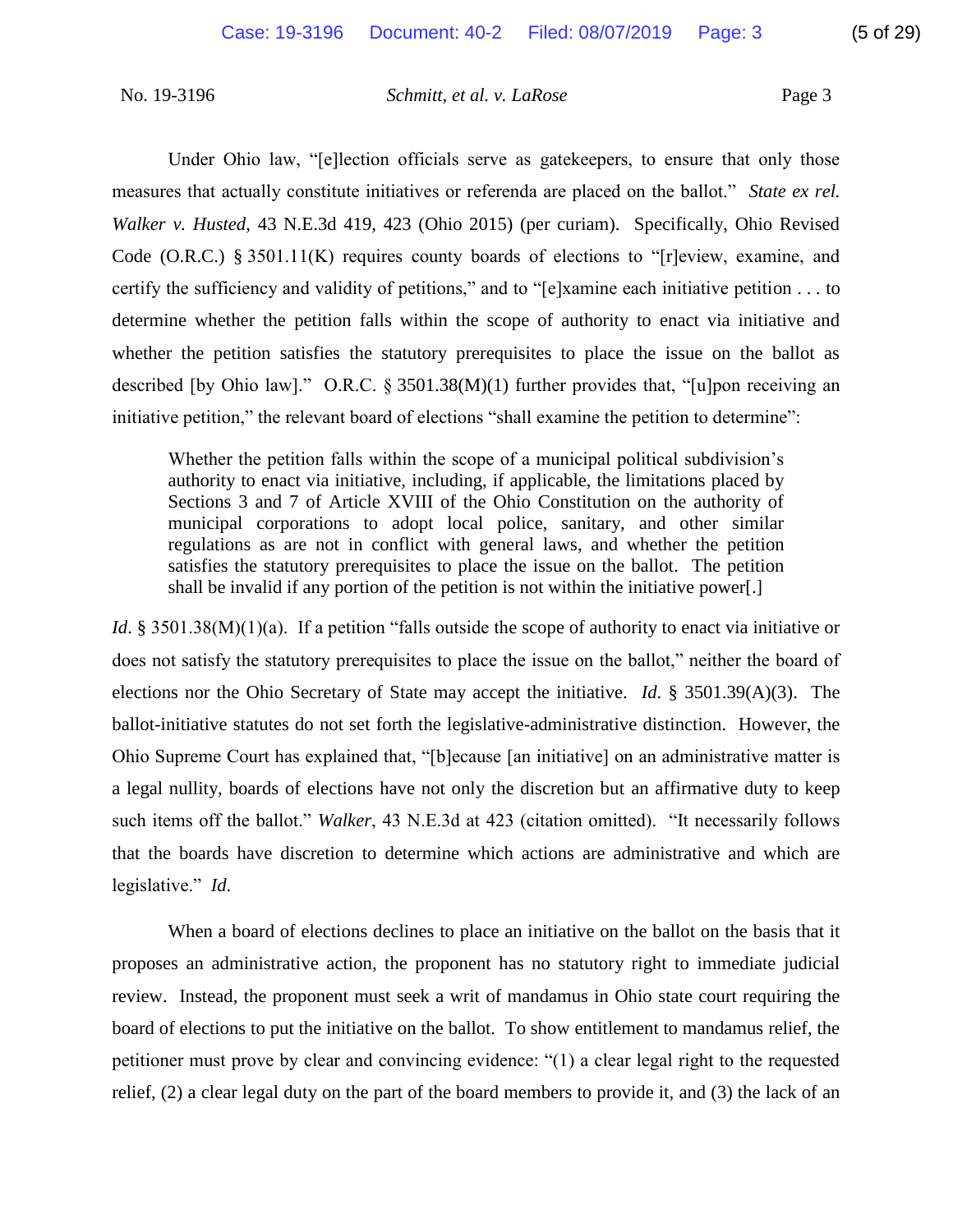Under Ohio law, "[e]lection officials serve as gatekeepers, to ensure that only those measures that actually constitute initiatives or referenda are placed on the ballot." *State ex rel. Walker v. Husted*, 43 N.E.3d 419, 423 (Ohio 2015) (per curiam). Specifically, Ohio Revised Code (O.R.C.) § 3501.11(K) requires county boards of elections to "[r]eview, examine, and certify the sufficiency and validity of petitions," and to "[e]xamine each initiative petition . . . to determine whether the petition falls within the scope of authority to enact via initiative and whether the petition satisfies the statutory prerequisites to place the issue on the ballot as described [by Ohio law]." O.R.C. § 3501.38(M)(1) further provides that, "[u]pon receiving an initiative petition," the relevant board of elections "shall examine the petition to determine":

> Whether the petition falls within the scope of a municipal political subdivision's authority to enact via initiative, including, if applicable, the limitations placed by Sections 3 and 7 of Article XVIII of the Ohio Constitution on the authority of municipal corporations to adopt local police, sanitary, and other similar regulations as are not in conflict with general laws, and whether the petition satisfies the statutory prerequisites to place the issue on the ballot. The petition shall be invalid if any portion of the petition is not within the initiative power[.]

*Id*. § 3501.38(M)(1)(a). If a petition "falls outside the scope of authority to enact via initiative or does not satisfy the statutory prerequisites to place the issue on the ballot," neither the board of elections nor the Ohio Secretary of State may accept the initiative. *Id.* § 3501.39(A)(3). The ballot-initiative statutes do not set forth the legislative-administrative distinction. However, the Ohio Supreme Court has explained that, "[b]ecause [an initiative] on an administrative matter is a legal nullity, boards of elections have not only the discretion but an affirmative duty to keep such items off the ballot." *Walker*, 43 N.E.3d at 423 (citation omitted). "It necessarily follows that the boards have discretion to determine which actions are administrative and which are legislative." *Id.*

When a board of elections declines to place an initiative on the ballot on the basis that it proposes an administrative action, the proponent has no statutory right to immediate judicial review. Instead, the proponent must seek a writ of mandamus in Ohio state court requiring the board of elections to put the initiative on the ballot. To show entitlement to mandamus relief, the petitioner must prove by clear and convincing evidence: "(1) a clear legal right to the requested relief, (2) a clear legal duty on the part of the board members to provide it, and (3) the lack of an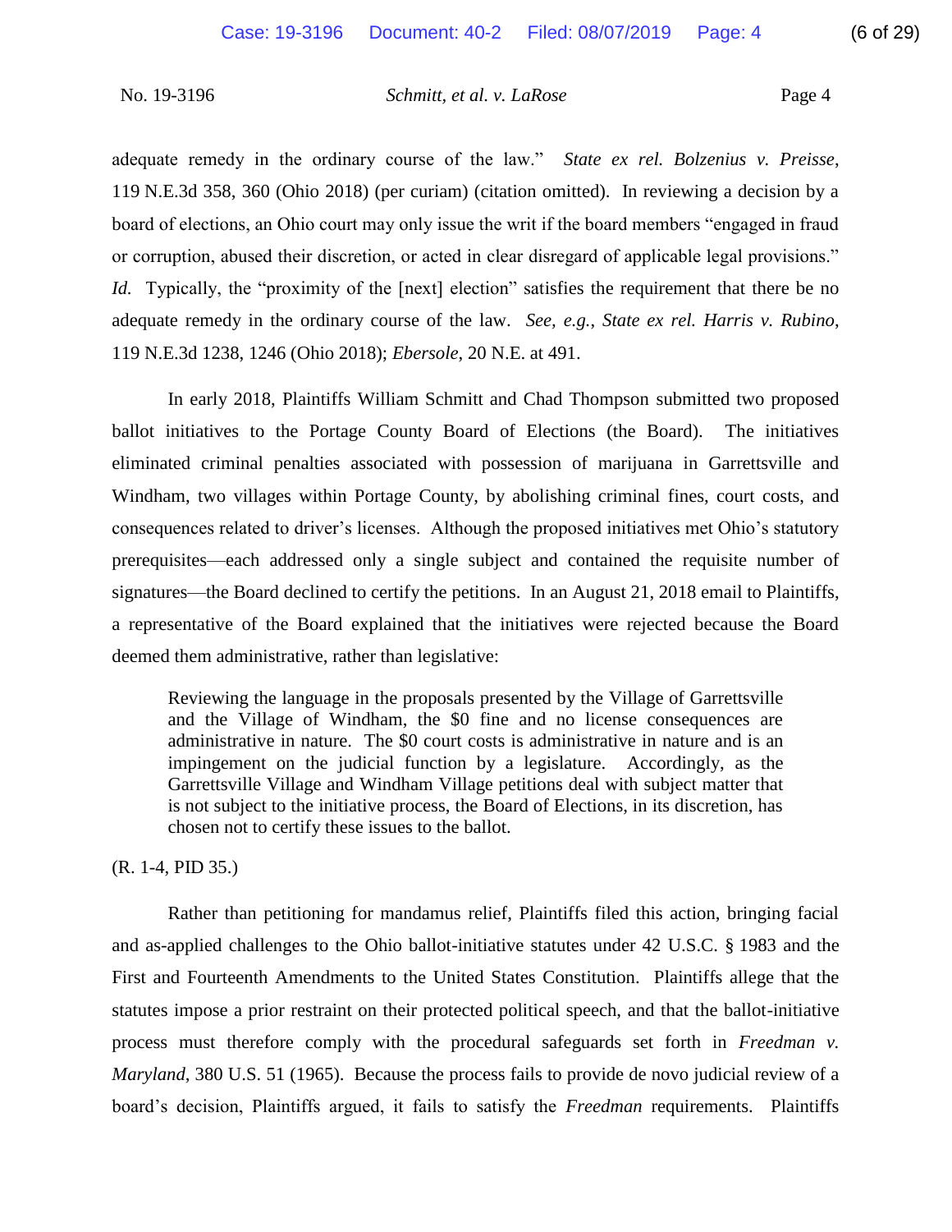adequate remedy in the ordinary course of the law." *State ex rel. Bolzenius v. Preisse*, 119 N.E.3d 358, 360 (Ohio 2018) (per curiam) (citation omitted). In reviewing a decision by a board of elections, an Ohio court may only issue the writ if the board members "engaged in fraud or corruption, abused their discretion, or acted in clear disregard of applicable legal provisions." *Id.* Typically, the "proximity of the [next] election" satisfies the requirement that there be no adequate remedy in the ordinary course of the law. *See, e.g.*, *State ex rel. Harris v. Rubino*, 119 N.E.3d 1238, 1246 (Ohio 2018); *Ebersole*, 20 N.E. at 491.

In early 2018, Plaintiffs William Schmitt and Chad Thompson submitted two proposed ballot initiatives to the Portage County Board of Elections (the Board). The initiatives eliminated criminal penalties associated with possession of marijuana in Garrettsville and Windham, two villages within Portage County, by abolishing criminal fines, court costs, and consequences related to driver's licenses. Although the proposed initiatives met Ohio's statutory prerequisites—each addressed only a single subject and contained the requisite number of signatures—the Board declined to certify the petitions. In an August 21, 2018 email to Plaintiffs, a representative of the Board explained that the initiatives were rejected because the Board deemed them administrative, rather than legislative:

> Reviewing the language in the proposals presented by the Village of Garrettsville and the Village of Windham, the $0 fine and no license consequences are administrative in nature. The $0 court costs is administrative in nature and is an impingement on the judicial function by a legislature. Accordingly, as the Garrettsville Village and Windham Village petitions deal with subject matter that is not subject to the initiative process, the Board of Elections, in its discretion, has chosen not to certify these issues to the ballot.

(R. 1-4, PID 35.)

Rather than petitioning for mandamus relief, Plaintiffs filed this action, bringing facial and as-applied challenges to the Ohio ballot-initiative statutes under 42 U.S.C. § 1983 and the First and Fourteenth Amendments to the United States Constitution. Plaintiffs allege that the statutes impose a prior restraint on their protected political speech, and that the ballot-initiative process must therefore comply with the procedural safeguards set forth in *Freedman v. Maryland*, 380 U.S. 51 (1965). Because the process fails to provide de novo judicial review of a board's decision, Plaintiffs argued, it fails to satisfy the *Freedman* requirements. Plaintiffs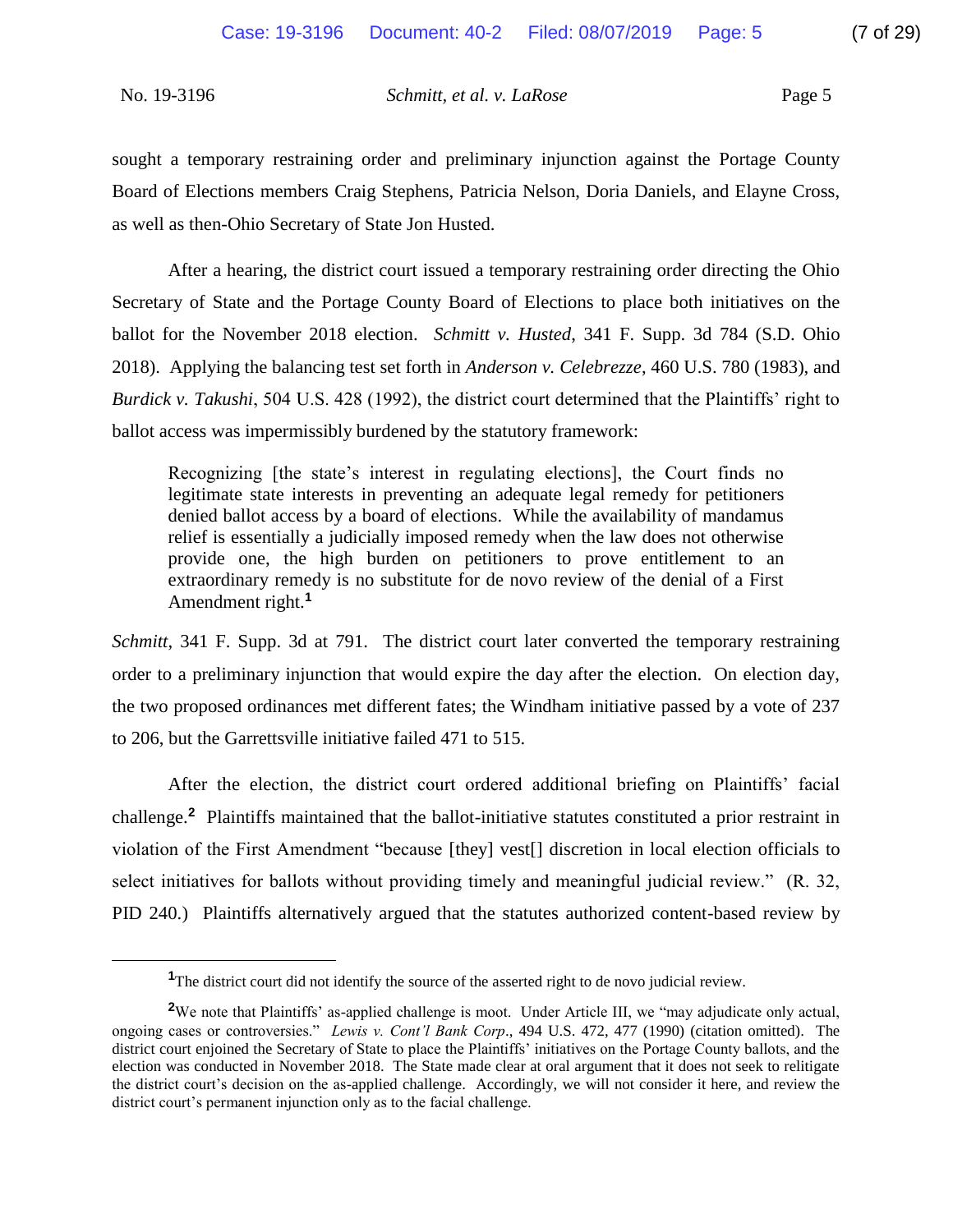sought a temporary restraining order and preliminary injunction against the Portage County Board of Elections members Craig Stephens, Patricia Nelson, Doria Daniels, and Elayne Cross, as well as then-Ohio Secretary of State Jon Husted.

After a hearing, the district court issued a temporary restraining order directing the Ohio Secretary of State and the Portage County Board of Elections to place both initiatives on the ballot for the November 2018 election. *Schmitt v. Husted*, 341 F. Supp. 3d 784 (S.D. Ohio 2018). Applying the balancing test set forth in *Anderson v. Celebrezze*, 460 U.S. 780 (1983), and *Burdick v. Takushi*, 504 U.S. 428 (1992), the district court determined that the Plaintiffs' right to ballot access was impermissibly burdened by the statutory framework:

> Recognizing [the state's interest in regulating elections], the Court finds no legitimate state interests in preventing an adequate legal remedy for petitioners denied ballot access by a board of elections. While the availability of mandamus relief is essentially a judicially imposed remedy when the law does not otherwise provide one, the high burden on petitioners to prove entitlement to an extraordinary remedy is no substitute for de novo review of the denial of a First Amendment right.[1]

*Schmitt*, 341 F. Supp. 3d at 791. The district court later converted the temporary restraining order to a preliminary injunction that would expire the day after the election. On election day, the two proposed ordinances met different fates; the Windham initiative passed by a vote of 237 to 206, but the Garrettsville initiative failed 471 to 515.

After the election, the district court ordered additional briefing on Plaintiffs' facial challenge.[2] Plaintiffs maintained that the ballot-initiative statutes constituted a prior restraint in violation of the First Amendment "because [they] vest[] discretion in local election officials to select initiatives for ballots without providing timely and meaningful judicial review." (R. 32, PID 240.) Plaintiffs alternatively argued that the statutes authorized content-based review by

---

[1] The district court did not identify the source of the asserted right to de novo judicial review.

[2] We note that Plaintiffs' as-applied challenge is moot. Under Article III, we "may adjudicate only actual, ongoing cases or controversies." *Lewis v. Cont'l Bank Corp.*, 494 U.S. 472, 477 (1990) (citation omitted). The district court enjoined the Secretary of State to place the Plaintiffs' initiatives on the Portage County ballots, and the election was conducted in November 2018. The State made clear at oral argument that it does not seek to relitigate the district court's decision on the as-applied challenge. Accordingly, we will not consider it here, and review the district court's permanent injunction only as to the facial challenge.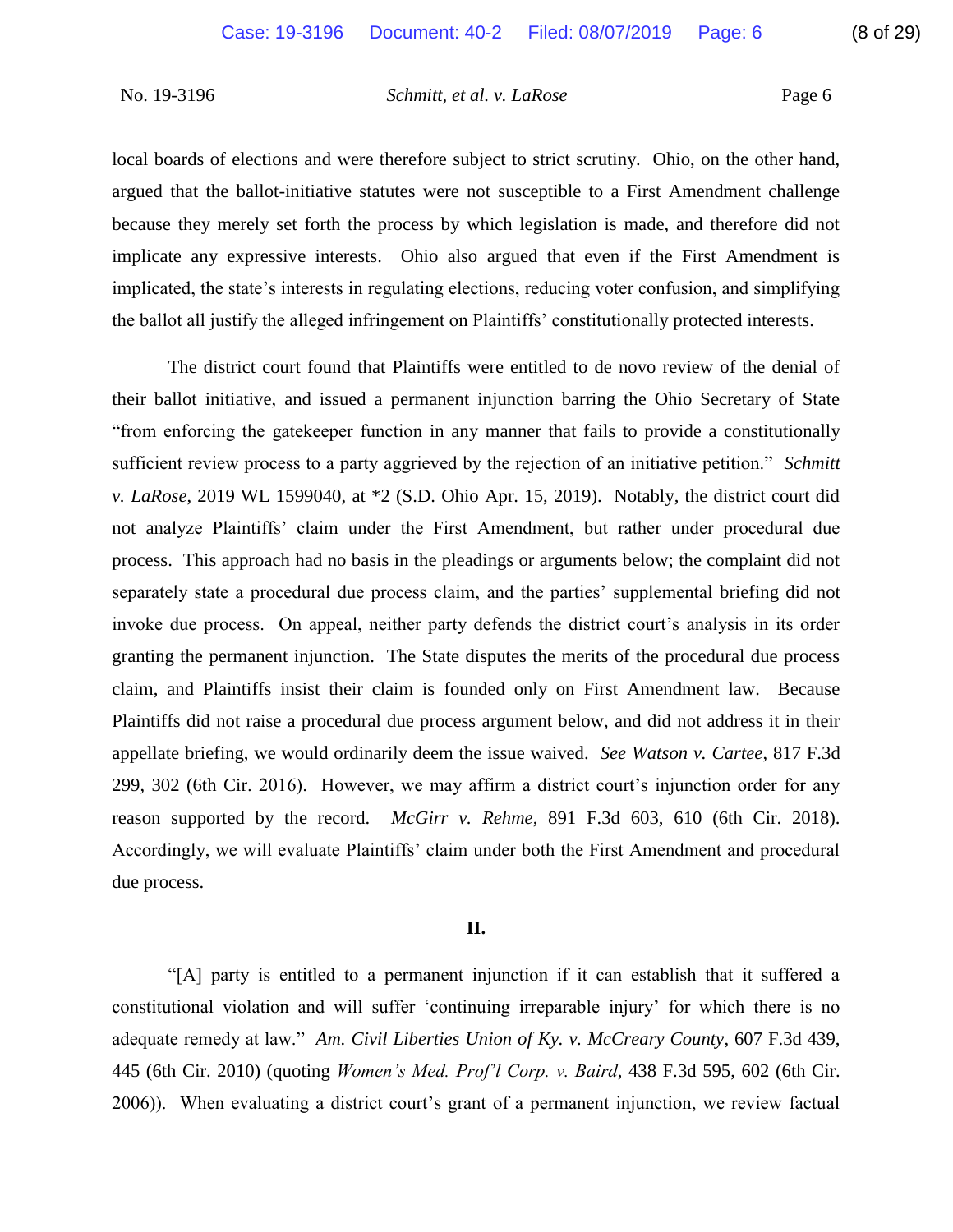local boards of elections and were therefore subject to strict scrutiny. Ohio, on the other hand, argued that the ballot-initiative statutes were not susceptible to a First Amendment challenge because they merely set forth the process by which legislation is made, and therefore did not implicate any expressive interests. Ohio also argued that even if the First Amendment is implicated, the state's interests in regulating elections, reducing voter confusion, and simplifying the ballot all justify the alleged infringement on Plaintiffs' constitutionally protected interests.

The district court found that Plaintiffs were entitled to de novo review of the denial of their ballot initiative, and issued a permanent injunction barring the Ohio Secretary of State "from enforcing the gatekeeper function in any manner that fails to provide a constitutionally sufficient review process to a party aggrieved by the rejection of an initiative petition." *Schmitt v. LaRose*, 2019 WL 1599040, at *2 (S.D. Ohio Apr. 15, 2019). Notably, the district court did not analyze Plaintiffs' claim under the First Amendment, but rather under procedural due process. This approach had no basis in the pleadings or arguments below; the complaint did not separately state a procedural due process claim, and the parties' supplemental briefing did not invoke due process. On appeal, neither party defends the district court's analysis in its order granting the permanent injunction. The State disputes the merits of the procedural due process claim, and Plaintiffs insist their claim is founded only on First Amendment law. Because Plaintiffs did not raise a procedural due process argument below, and did not address it in their appellate briefing, we would ordinarily deem the issue waived. *See Watson v. Cartee*, 817 F.3d 299, 302 (6th Cir. 2016). However, we may affirm a district court's injunction order for any reason supported by the record. *McGirr v. Rehme*, 891 F.3d 603, 610 (6th Cir. 2018). Accordingly, we will evaluate Plaintiffs' claim under both the First Amendment and procedural due process.

## II.

"[A] party is entitled to a permanent injunction if it can establish that it suffered a constitutional violation and will suffer 'continuing irreparable injury' for which there is no adequate remedy at law." *Am. Civil Liberties Union of Ky. v. McCreary County*, 607 F.3d 439, 445 (6th Cir. 2010) (quoting *Women's Med. Prof'l Corp. v. Baird*, 438 F.3d 595, 602 (6th Cir. 2006)). When evaluating a district court's grant of a permanent injunction, we review factual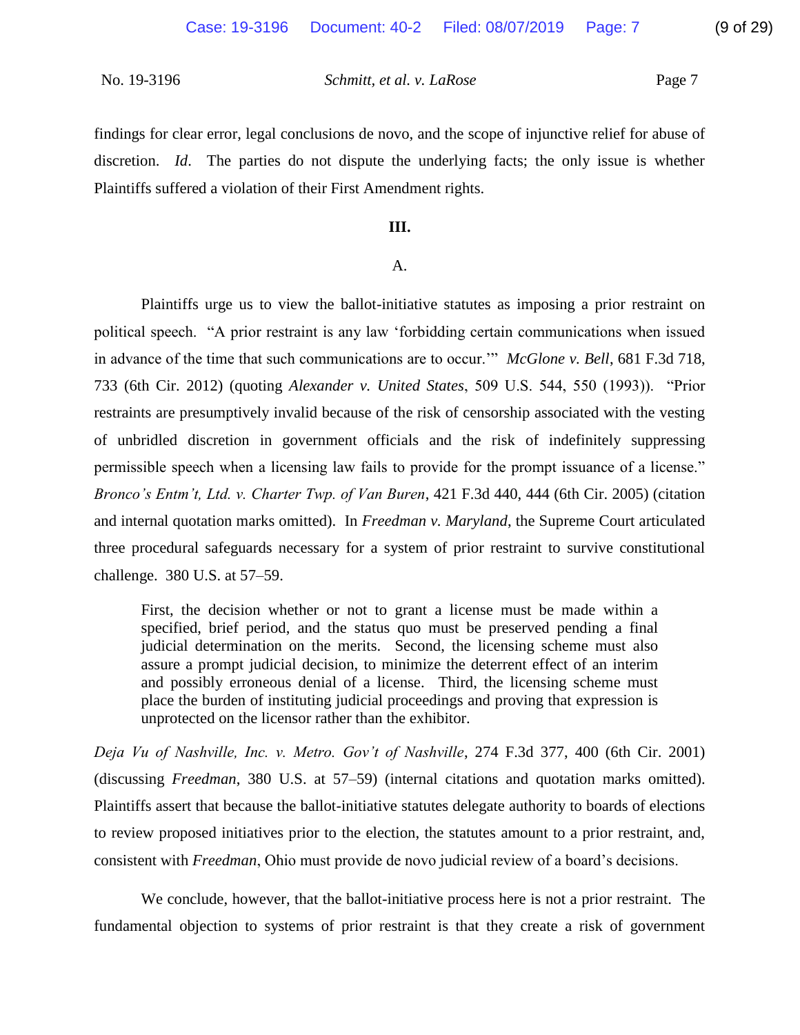findings for clear error, legal conclusions de novo, and the scope of injunctive relief for abuse of discretion. *Id*. The parties do not dispute the underlying facts; the only issue is whether Plaintiffs suffered a violation of their First Amendment rights.

## III.

### A.

Plaintiffs urge us to view the ballot-initiative statutes as imposing a prior restraint on political speech. "A prior restraint is any law 'forbidding certain communications when issued in advance of the time that such communications are to occur.'" *McGlone v. Bell*, 681 F.3d 718, 733 (6th Cir. 2012) (quoting *Alexander v. United States*, 509 U.S. 544, 550 (1993)). "Prior restraints are presumptively invalid because of the risk of censorship associated with the vesting of unbridled discretion in government officials and the risk of indefinitely suppressing permissible speech when a licensing law fails to provide for the prompt issuance of a license." *Bronco's Entm't, Ltd. v. Charter Twp. of Van Buren*, 421 F.3d 440, 444 (6th Cir. 2005) (citation and internal quotation marks omitted). In *Freedman v. Maryland*, the Supreme Court articulated three procedural safeguards necessary for a system of prior restraint to survive constitutional challenge. 380 U.S. at 57–59.

> First, the decision whether or not to grant a license must be made within a specified, brief period, and the status quo must be preserved pending a final judicial determination on the merits. Second, the licensing scheme must also assure a prompt judicial decision, to minimize the deterrent effect of an interim and possibly erroneous denial of a license. Third, the licensing scheme must place the burden of instituting judicial proceedings and proving that expression is unprotected on the licensor rather than the exhibitor.

*Deja Vu of Nashville, Inc. v. Metro. Gov't of Nashville*, 274 F.3d 377, 400 (6th Cir. 2001) (discussing *Freedman*, 380 U.S. at 57–59) (internal citations and quotation marks omitted). Plaintiffs assert that because the ballot-initiative statutes delegate authority to boards of elections to review proposed initiatives prior to the election, the statutes amount to a prior restraint, and, consistent with *Freedman*, Ohio must provide de novo judicial review of a board's decisions.

We conclude, however, that the ballot-initiative process here is not a prior restraint. The fundamental objection to systems of prior restraint is that they create a risk of government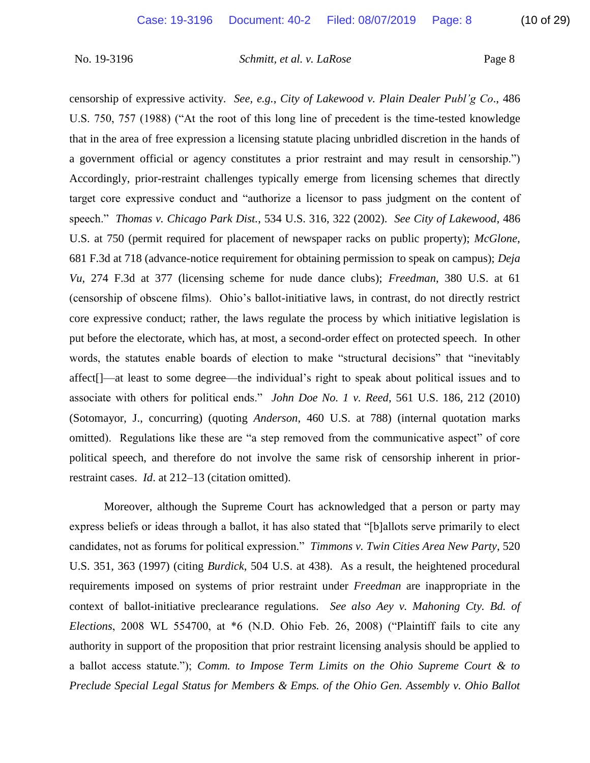censorship of expressive activity. *See, e.g.*, *City of Lakewood v. Plain Dealer Publ'g Co.*, 486 U.S. 750, 757 (1988) ("At the root of this long line of precedent is the time-tested knowledge that in the area of free expression a licensing statute placing unbridled discretion in the hands of a government official or agency constitutes a prior restraint and may result in censorship.") Accordingly, prior-restraint challenges typically emerge from licensing schemes that directly target core expressive conduct and "authorize a licensor to pass judgment on the content of speech." *Thomas v. Chicago Park Dist.*, 534 U.S. 316, 322 (2002). *See City of Lakewood*, 486 U.S. at 750 (permit required for placement of newspaper racks on public property); *McGlone*, 681 F.3d at 718 (advance-notice requirement for obtaining permission to speak on campus); *Deja Vu*, 274 F.3d at 377 (licensing scheme for nude dance clubs); *Freedman*, 380 U.S. at 61 (censorship of obscene films). Ohio's ballot-initiative laws, in contrast, do not directly restrict core expressive conduct; rather, the laws regulate the process by which initiative legislation is put before the electorate, which has, at most, a second-order effect on protected speech. In other words, the statutes enable boards of election to make "structural decisions" that "inevitably affect[]—at least to some degree—the individual's right to speak about political issues and to associate with others for political ends." *John Doe No. 1 v. Reed*, 561 U.S. 186, 212 (2010) (Sotomayor, J., concurring) (quoting *Anderson*, 460 U.S. at 788) (internal quotation marks omitted). Regulations like these are "a step removed from the communicative aspect" of core political speech, and therefore do not involve the same risk of censorship inherent in prior-restraint cases. *Id*. at 212–13 (citation omitted).

Moreover, although the Supreme Court has acknowledged that a person or party may express beliefs or ideas through a ballot, it has also stated that "[b]allots serve primarily to elect candidates, not as forums for political expression." *Timmons v. Twin Cities Area New Party*, 520 U.S. 351, 363 (1997) (citing *Burdick*, 504 U.S. at 438). As a result, the heightened procedural requirements imposed on systems of prior restraint under *Freedman* are inappropriate in the context of ballot-initiative preclearance regulations. *See also Aey v. Mahoning Cty. Bd. of Elections*, 2008 WL 554700, at *6 (N.D. Ohio Feb. 26, 2008) ("Plaintiff fails to cite any authority in support of the proposition that prior restraint licensing analysis should be applied to a ballot access statute."); *Comm. to Impose Term Limits on the Ohio Supreme Court & to Preclude Special Legal Status for Members & Emps. of the Ohio Gen. Assembly v. Ohio Ballot*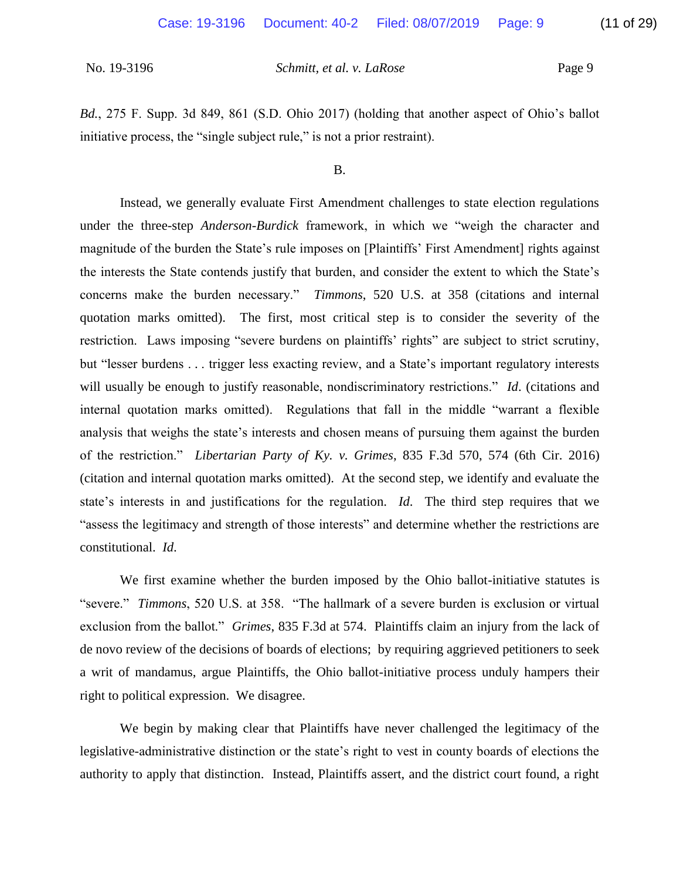*Bd.*, 275 F. Supp. 3d 849, 861 (S.D. Ohio 2017) (holding that another aspect of Ohio's ballot initiative process, the "single subject rule," is not a prior restraint).

B.

Instead, we generally evaluate First Amendment challenges to state election regulations under the three-step *Anderson-Burdick* framework, in which we "weigh the character and magnitude of the burden the State's rule imposes on [Plaintiffs' First Amendment] rights against the interests the State contends justify that burden, and consider the extent to which the State's concerns make the burden necessary." *Timmons*, 520 U.S. at 358 (citations and internal quotation marks omitted). The first, most critical step is to consider the severity of the restriction. Laws imposing "severe burdens on plaintiffs' rights" are subject to strict scrutiny, but "lesser burdens . . . trigger less exacting review, and a State's important regulatory interests will usually be enough to justify reasonable, nondiscriminatory restrictions." *Id*. (citations and internal quotation marks omitted). Regulations that fall in the middle "warrant a flexible analysis that weighs the state's interests and chosen means of pursuing them against the burden of the restriction." *Libertarian Party of Ky. v. Grimes*, 835 F.3d 570, 574 (6th Cir. 2016) (citation and internal quotation marks omitted). At the second step, we identify and evaluate the state's interests in and justifications for the regulation. *Id*. The third step requires that we "assess the legitimacy and strength of those interests" and determine whether the restrictions are constitutional. *Id*.

We first examine whether the burden imposed by the Ohio ballot-initiative statutes is "severe." *Timmons*, 520 U.S. at 358. "The hallmark of a severe burden is exclusion or virtual exclusion from the ballot." *Grimes*, 835 F.3d at 574. Plaintiffs claim an injury from the lack of de novo review of the decisions of boards of elections; by requiring aggrieved petitioners to seek a writ of mandamus, argue Plaintiffs, the Ohio ballot-initiative process unduly hampers their right to political expression. We disagree.

We begin by making clear that Plaintiffs have never challenged the legitimacy of the legislative-administrative distinction or the state's right to vest in county boards of elections the authority to apply that distinction. Instead, Plaintiffs assert, and the district court found, a right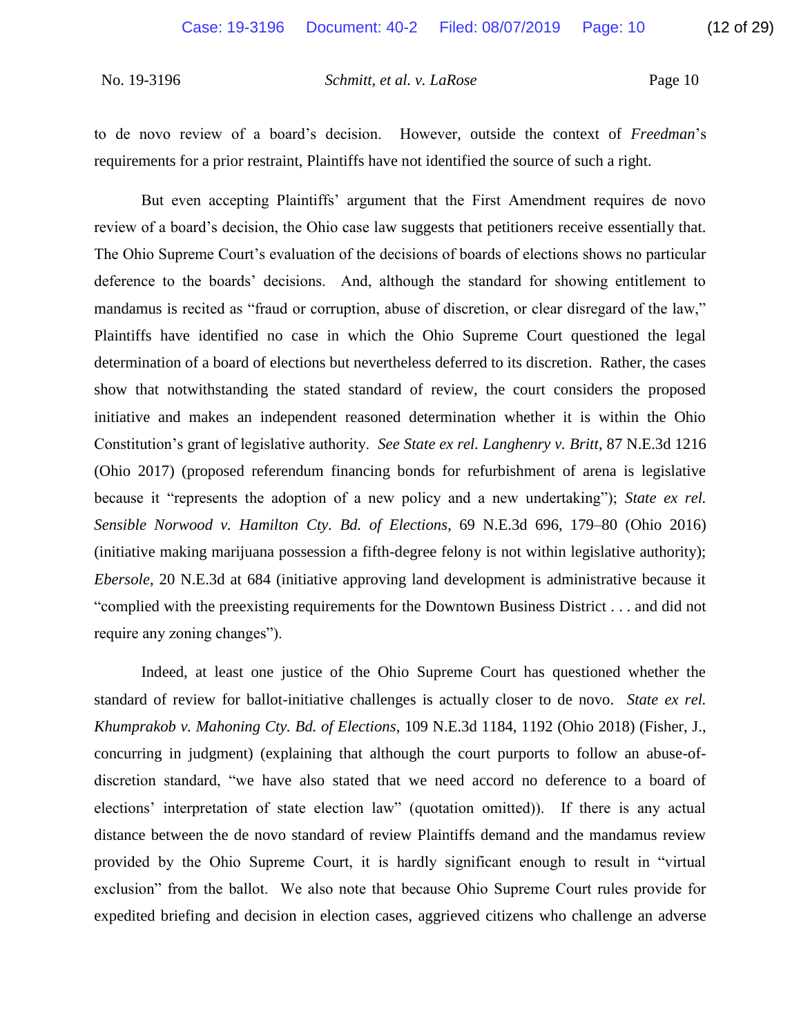to de novo review of a board's decision. However, outside the context of *Freedman*'s requirements for a prior restraint, Plaintiffs have not identified the source of such a right.

But even accepting Plaintiffs' argument that the First Amendment requires de novo review of a board's decision, the Ohio case law suggests that petitioners receive essentially that. The Ohio Supreme Court's evaluation of the decisions of boards of elections shows no particular deference to the boards' decisions. And, although the standard for showing entitlement to mandamus is recited as "fraud or corruption, abuse of discretion, or clear disregard of the law," Plaintiffs have identified no case in which the Ohio Supreme Court questioned the legal determination of a board of elections but nevertheless deferred to its discretion. Rather, the cases show that notwithstanding the stated standard of review, the court considers the proposed initiative and makes an independent reasoned determination whether it is within the Ohio Constitution's grant of legislative authority. *See State ex rel. Langhenry v. Britt*, 87 N.E.3d 1216 (Ohio 2017) (proposed referendum financing bonds for refurbishment of arena is legislative because it "represents the adoption of a new policy and a new undertaking"); *State ex rel. Sensible Norwood v. Hamilton Cty. Bd. of Elections*, 69 N.E.3d 696, 179–80 (Ohio 2016) (initiative making marijuana possession a fifth-degree felony is not within legislative authority); *Ebersole*, 20 N.E.3d at 684 (initiative approving land development is administrative because it "complied with the preexisting requirements for the Downtown Business District . . . and did not require any zoning changes").

Indeed, at least one justice of the Ohio Supreme Court has questioned whether the standard of review for ballot-initiative challenges is actually closer to de novo. *State ex rel. Khumprakob v. Mahoning Cty. Bd. of Elections*, 109 N.E.3d 1184, 1192 (Ohio 2018) (Fisher, J., concurring in judgment) (explaining that although the court purports to follow an abuse-of-discretion standard, "we have also stated that we need accord no deference to a board of elections' interpretation of state election law" (quotation omitted)). If there is any actual distance between the de novo standard of review Plaintiffs demand and the mandamus review provided by the Ohio Supreme Court, it is hardly significant enough to result in "virtual exclusion" from the ballot. We also note that because Ohio Supreme Court rules provide for expedited briefing and decision in election cases, aggrieved citizens who challenge an adverse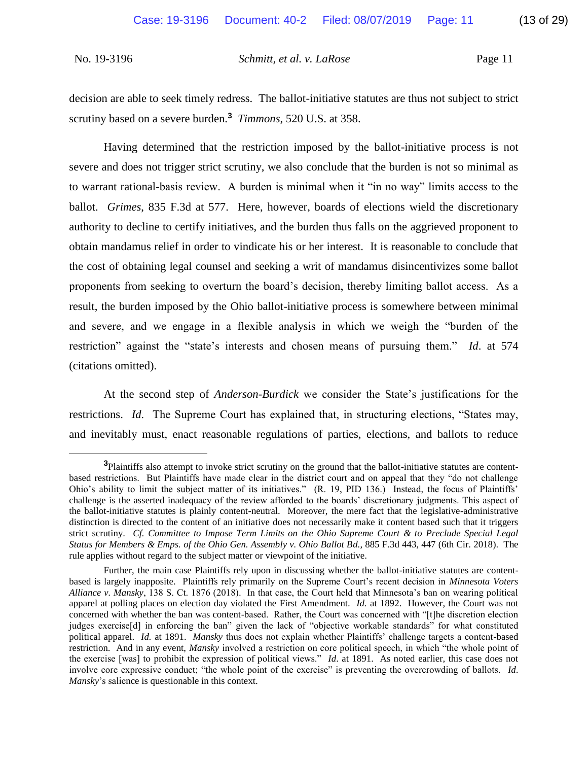decision are able to seek timely redress. The ballot-initiative statutes are thus not subject to strict scrutiny based on a severe burden.[3] *Timmons*, 520 U.S. at 358.

Having determined that the restriction imposed by the ballot-initiative process is not severe and does not trigger strict scrutiny, we also conclude that the burden is not so minimal as to warrant rational-basis review. A burden is minimal when it "in no way" limits access to the ballot. *Grimes*, 835 F.3d at 577. Here, however, boards of elections wield the discretionary authority to decline to certify initiatives, and the burden thus falls on the aggrieved proponent to obtain mandamus relief in order to vindicate his or her interest. It is reasonable to conclude that the cost of obtaining legal counsel and seeking a writ of mandamus disincentivizes some ballot proponents from seeking to overturn the board's decision, thereby limiting ballot access. As a result, the burden imposed by the Ohio ballot-initiative process is somewhere between minimal and severe, and we engage in a flexible analysis in which we weigh the "burden of the restriction" against the "state's interests and chosen means of pursuing them." *Id*. at 574 (citations omitted).

At the second step of *Anderson-Burdick* we consider the State's justifications for the restrictions. *Id*. The Supreme Court has explained that, in structuring elections, "States may, and inevitably must, enact reasonable regulations of parties, elections, and ballots to reduce

---

[3]Plaintiffs also attempt to invoke strict scrutiny on the ground that the ballot-initiative statutes are content-based restrictions. But Plaintiffs have made clear in the district court and on appeal that they "do not challenge Ohio's ability to limit the subject matter of its initiatives." (R. 19, PID 136.) Instead, the focus of Plaintiffs' challenge is the asserted inadequacy of the review afforded to the boards' discretionary judgments. This aspect of the ballot-initiative statutes is plainly content-neutral. Moreover, the mere fact that the legislative-administrative distinction is directed to the content of an initiative does not necessarily make it content based such that it triggers strict scrutiny. *Cf. Committee to Impose Term Limits on the Ohio Supreme Court & to Preclude Special Legal Status for Members & Emps. of the Ohio Gen. Assembly v. Ohio Ballot Bd.*, 885 F.3d 443, 447 (6th Cir. 2018). The rule applies without regard to the subject matter or viewpoint of the initiative.

Further, the main case Plaintiffs rely upon in discussing whether the ballot-initiative statutes are content-based is largely inapposite. Plaintiffs rely primarily on the Supreme Court's recent decision in *Minnesota Voters Alliance v. Mansky*, 138 S. Ct. 1876 (2018). In that case, the Court held that Minnesota's ban on wearing political apparel at polling places on election day violated the First Amendment. *Id.* at 1892. However, the Court was not concerned with whether the ban was content-based. Rather, the Court was concerned with "[t]he discretion election judges exercise[d] in enforcing the ban" given the lack of "objective workable standards" for what constituted political apparel. *Id.* at 1891. *Mansky* thus does not explain whether Plaintiffs' challenge targets a content-based restriction. And in any event, *Mansky* involved a restriction on core political speech, in which "the whole point of the exercise [was] to prohibit the expression of political views." *Id*. at 1891. As noted earlier, this case does not involve core expressive conduct; "the whole point of the exercise" is preventing the overcrowding of ballots. *Id*. *Mansky*'s salience is questionable in this context.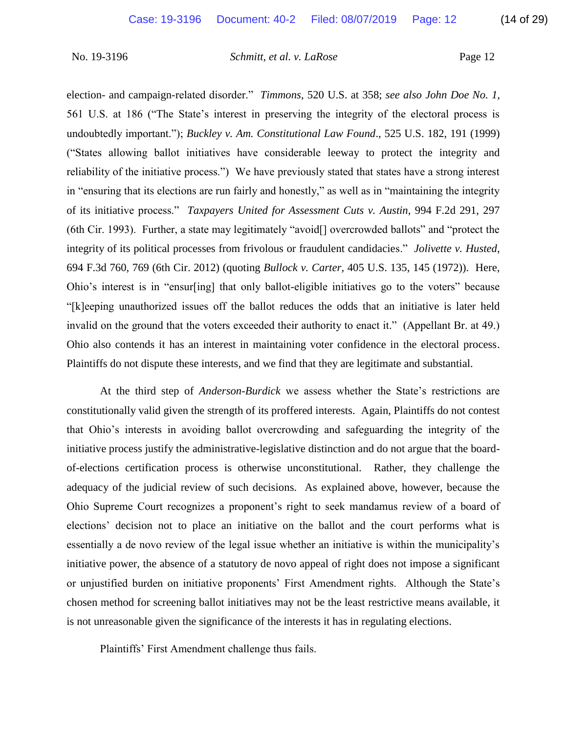election- and campaign-related disorder." *Timmons*, 520 U.S. at 358; *see also John Doe No. 1*, 561 U.S. at 186 ("The State's interest in preserving the integrity of the electoral process is undoubtedly important."); *Buckley v. Am. Constitutional Law Found*., 525 U.S. 182, 191 (1999) ("States allowing ballot initiatives have considerable leeway to protect the integrity and reliability of the initiative process.") We have previously stated that states have a strong interest in "ensuring that its elections are run fairly and honestly," as well as in "maintaining the integrity of its initiative process." *Taxpayers United for Assessment Cuts v. Austin*, 994 F.2d 291, 297 (6th Cir. 1993). Further, a state may legitimately "avoid[] overcrowded ballots" and "protect the integrity of its political processes from frivolous or fraudulent candidacies." *Jolivette v. Husted*, 694 F.3d 760, 769 (6th Cir. 2012) (quoting *Bullock v. Carter*, 405 U.S. 135, 145 (1972)). Here, Ohio's interest is in "ensur[ing] that only ballot-eligible initiatives go to the voters" because "[k]eeping unauthorized issues off the ballot reduces the odds that an initiative is later held invalid on the ground that the voters exceeded their authority to enact it." (Appellant Br. at 49.) Ohio also contends it has an interest in maintaining voter confidence in the electoral process. Plaintiffs do not dispute these interests, and we find that they are legitimate and substantial.

At the third step of *Anderson-Burdick* we assess whether the State's restrictions are constitutionally valid given the strength of its proffered interests. Again, Plaintiffs do not contest that Ohio's interests in avoiding ballot overcrowding and safeguarding the integrity of the initiative process justify the administrative-legislative distinction and do not argue that the board-of-elections certification process is otherwise unconstitutional. Rather, they challenge the adequacy of the judicial review of such decisions. As explained above, however, because the Ohio Supreme Court recognizes a proponent's right to seek mandamus review of a board of elections' decision not to place an initiative on the ballot and the court performs what is essentially a de novo review of the legal issue whether an initiative is within the municipality's initiative power, the absence of a statutory de novo appeal of right does not impose a significant or unjustified burden on initiative proponents' First Amendment rights. Although the State's chosen method for screening ballot initiatives may not be the least restrictive means available, it is not unreasonable given the significance of the interests it has in regulating elections.

Plaintiffs' First Amendment challenge thus fails.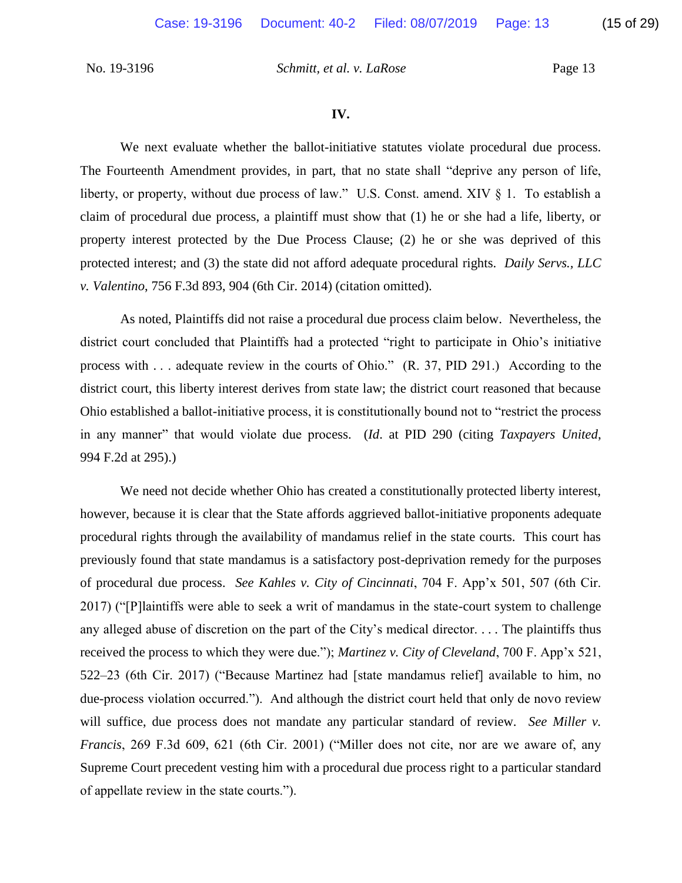### IV.

We next evaluate whether the ballot-initiative statutes violate procedural due process. The Fourteenth Amendment provides, in part, that no state shall "deprive any person of life, liberty, or property, without due process of law." U.S. Const. amend. XIV § 1. To establish a claim of procedural due process, a plaintiff must show that (1) he or she had a life, liberty, or property interest protected by the Due Process Clause; (2) he or she was deprived of this protected interest; and (3) the state did not afford adequate procedural rights. *Daily Servs., LLC v. Valentino*, 756 F.3d 893, 904 (6th Cir. 2014) (citation omitted).

As noted, Plaintiffs did not raise a procedural due process claim below. Nevertheless, the district court concluded that Plaintiffs had a protected "right to participate in Ohio's initiative process with . . . adequate review in the courts of Ohio." (R. 37, PID 291.) According to the district court, this liberty interest derives from state law; the district court reasoned that because Ohio established a ballot-initiative process, it is constitutionally bound not to "restrict the process in any manner" that would violate due process. (*Id*. at PID 290 (citing *Taxpayers United*, 994 F.2d at 295).)

We need not decide whether Ohio has created a constitutionally protected liberty interest, however, because it is clear that the State affords aggrieved ballot-initiative proponents adequate procedural rights through the availability of mandamus relief in the state courts. This court has previously found that state mandamus is a satisfactory post-deprivation remedy for the purposes of procedural due process. *See Kahles v. City of Cincinnati*, 704 F. App'x 501, 507 (6th Cir. 2017) ("[P]laintiffs were able to seek a writ of mandamus in the state-court system to challenge any alleged abuse of discretion on the part of the City's medical director. . . . The plaintiffs thus received the process to which they were due."); *Martinez v. City of Cleveland*, 700 F. App'x 521, 522–23 (6th Cir. 2017) ("Because Martinez had [state mandamus relief] available to him, no due-process violation occurred."). And although the district court held that only de novo review will suffice, due process does not mandate any particular standard of review. *See Miller v. Francis*, 269 F.3d 609, 621 (6th Cir. 2001) ("Miller does not cite, nor are we aware of, any Supreme Court precedent vesting him with a procedural due process right to a particular standard of appellate review in the state courts.").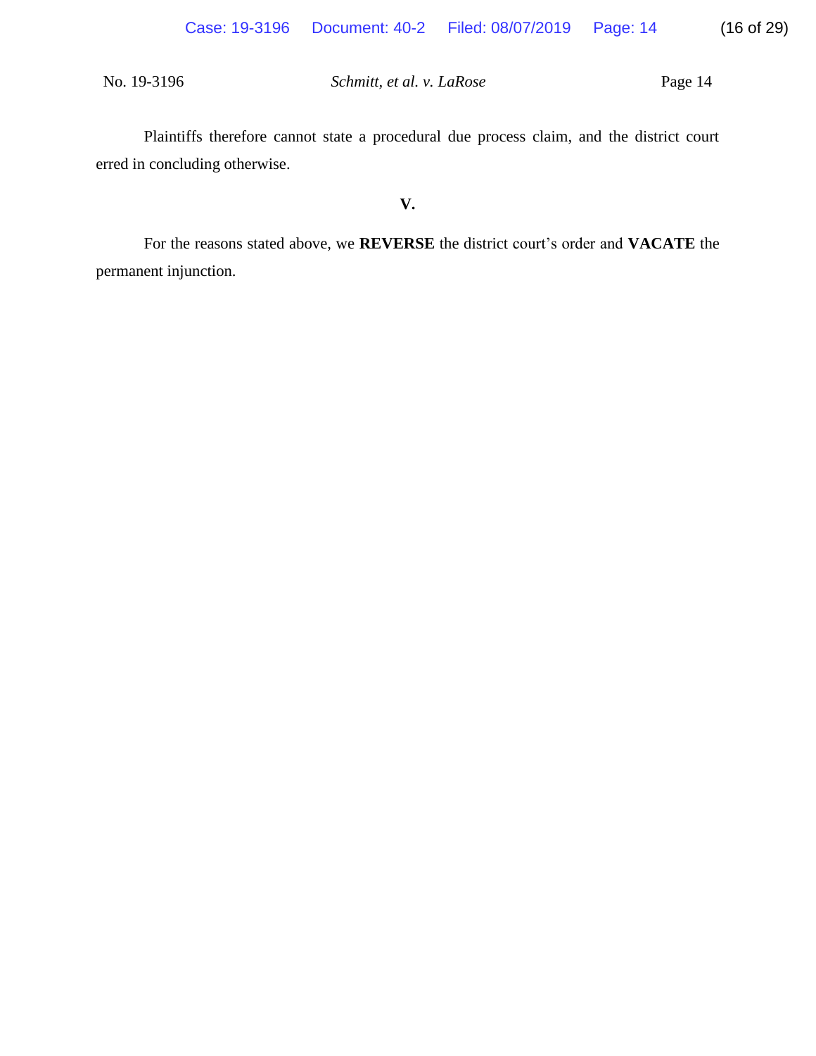Plaintiffs therefore cannot state a procedural due process claim, and the district court erred in concluding otherwise.

### V.

For the reasons stated above, we **REVERSE** the district court's order and **VACATE** the permanent injunction.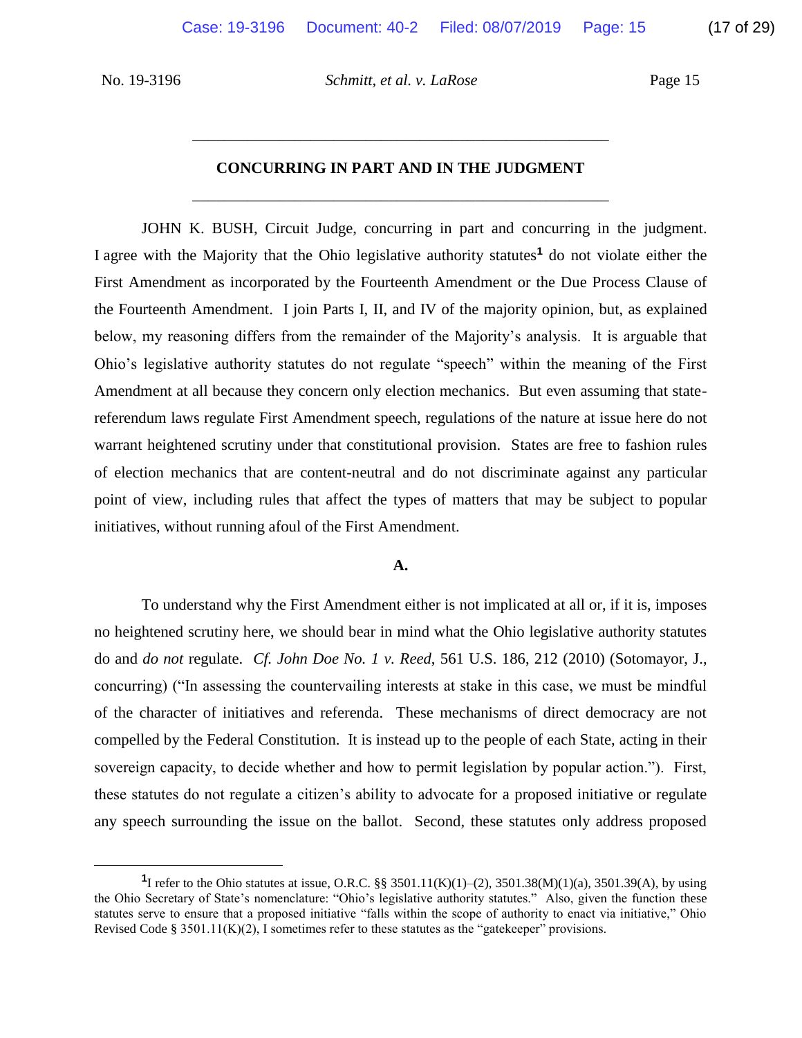## CONCURRING IN PART AND IN THE JUDGMENT

JOHN K. BUSH, Circuit Judge, concurring in part and concurring in the judgment. I agree with the Majority that the Ohio legislative authority statutes[1] do not violate either the First Amendment as incorporated by the Fourteenth Amendment or the Due Process Clause of the Fourteenth Amendment. I join Parts I, II, and IV of the majority opinion, but, as explained below, my reasoning differs from the remainder of the Majority's analysis. It is arguable that Ohio's legislative authority statutes do not regulate "speech" within the meaning of the First Amendment at all because they concern only election mechanics. But even assuming that state-referendum laws regulate First Amendment speech, regulations of the nature at issue here do not warrant heightened scrutiny under that constitutional provision. States are free to fashion rules of election mechanics that are content-neutral and do not discriminate against any particular point of view, including rules that affect the types of matters that may be subject to popular initiatives, without running afoul of the First Amendment.

### A.

To understand why the First Amendment either is not implicated at all or, if it is, imposes no heightened scrutiny here, we should bear in mind what the Ohio legislative authority statutes do and *do not* regulate. *Cf. John Doe No. 1 v. Reed*, 561 U.S. 186, 212 (2010) (Sotomayor, J., concurring) ("In assessing the countervailing interests at stake in this case, we must be mindful of the character of initiatives and referenda. These mechanisms of direct democracy are not compelled by the Federal Constitution. It is instead up to the people of each State, acting in their sovereign capacity, to decide whether and how to permit legislation by popular action."). First, these statutes do not regulate a citizen's ability to advocate for a proposed initiative or regulate any speech surrounding the issue on the ballot. Second, these statutes only address proposed

[1] I refer to the Ohio statutes at issue, O.R.C. §§ 3501.11(K)(1)–(2), 3501.38(M)(1)(a), 3501.39(A), by using the Ohio Secretary of State's nomenclature: "Ohio's legislative authority statutes." Also, given the function these statutes serve to ensure that a proposed initiative "falls within the scope of authority to enact via initiative," Ohio Revised Code § 3501.11(K)(2), I sometimes refer to these statutes as the "gatekeeper" provisions.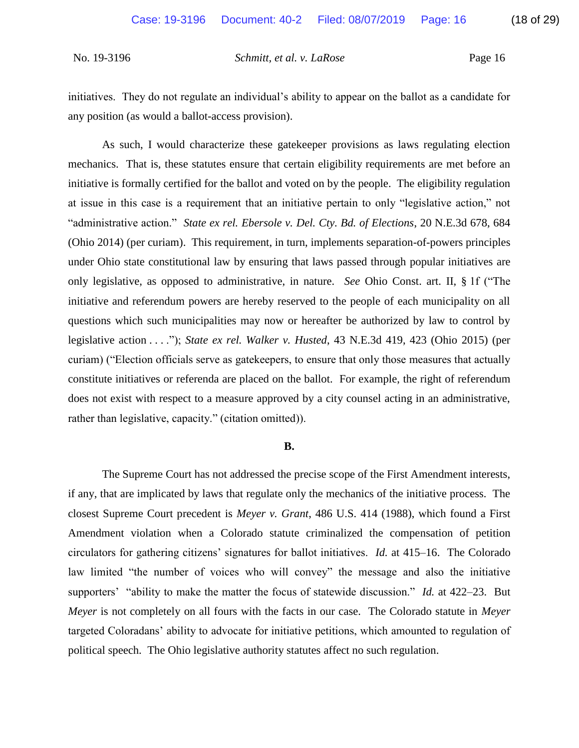initiatives. They do not regulate an individual's ability to appear on the ballot as a candidate for any position (as would a ballot-access provision).

As such, I would characterize these gatekeeper provisions as laws regulating election mechanics. That is, these statutes ensure that certain eligibility requirements are met before an initiative is formally certified for the ballot and voted on by the people. The eligibility regulation at issue in this case is a requirement that an initiative pertain to only "legislative action," not "administrative action." *State ex rel. Ebersole v. Del. Cty. Bd. of Elections*, 20 N.E.3d 678, 684 (Ohio 2014) (per curiam). This requirement, in turn, implements separation-of-powers principles under Ohio state constitutional law by ensuring that laws passed through popular initiatives are only legislative, as opposed to administrative, in nature. *See* Ohio Const. art. II, § 1f ("The initiative and referendum powers are hereby reserved to the people of each municipality on all questions which such municipalities may now or hereafter be authorized by law to control by legislative action . . . ."); *State ex rel. Walker v. Husted*, 43 N.E.3d 419, 423 (Ohio 2015) (per curiam) ("Election officials serve as gatekeepers, to ensure that only those measures that actually constitute initiatives or referenda are placed on the ballot. For example, the right of referendum does not exist with respect to a measure approved by a city counsel acting in an administrative, rather than legislative, capacity." (citation omitted)).

**B.**

The Supreme Court has not addressed the precise scope of the First Amendment interests, if any, that are implicated by laws that regulate only the mechanics of the initiative process. The closest Supreme Court precedent is *Meyer v. Grant*, 486 U.S. 414 (1988), which found a First Amendment violation when a Colorado statute criminalized the compensation of petition circulators for gathering citizens' signatures for ballot initiatives. *Id.* at 415–16. The Colorado law limited "the number of voices who will convey" the message and also the initiative supporters' "ability to make the matter the focus of statewide discussion." *Id.* at 422–23. But *Meyer* is not completely on all fours with the facts in our case. The Colorado statute in *Meyer* targeted Coloradans' ability to advocate for initiative petitions, which amounted to regulation of political speech. The Ohio legislative authority statutes affect no such regulation.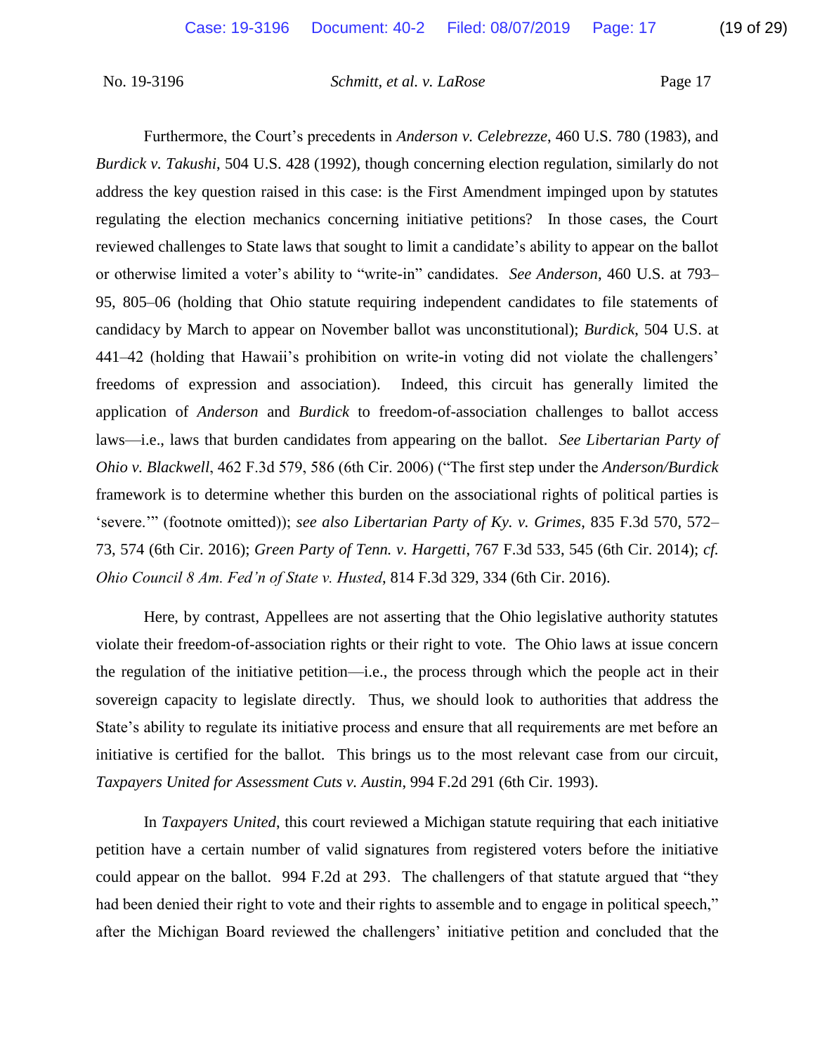Furthermore, the Court's precedents in *Anderson v. Celebrezze*, 460 U.S. 780 (1983), and *Burdick v. Takushi*, 504 U.S. 428 (1992), though concerning election regulation, similarly do not address the key question raised in this case: is the First Amendment impinged upon by statutes regulating the election mechanics concerning initiative petitions? In those cases, the Court reviewed challenges to State laws that sought to limit a candidate's ability to appear on the ballot or otherwise limited a voter's ability to "write-in" candidates. *See Anderson*, 460 U.S. at 793–95, 805–06 (holding that Ohio statute requiring independent candidates to file statements of candidacy by March to appear on November ballot was unconstitutional); *Burdick*, 504 U.S. at 441–42 (holding that Hawaii's prohibition on write-in voting did not violate the challengers' freedoms of expression and association). Indeed, this circuit has generally limited the application of *Anderson* and *Burdick* to freedom-of-association challenges to ballot access laws—i.e., laws that burden candidates from appearing on the ballot. *See Libertarian Party of Ohio v. Blackwell*, 462 F.3d 579, 586 (6th Cir. 2006) ("The first step under the *Anderson/Burdick* framework is to determine whether this burden on the associational rights of political parties is 'severe.'" (footnote omitted)); *see also Libertarian Party of Ky. v. Grimes*, 835 F.3d 570, 572–73, 574 (6th Cir. 2016); *Green Party of Tenn. v. Hargetti*, 767 F.3d 533, 545 (6th Cir. 2014); *cf. Ohio Council 8 Am. Fed'n of State v. Husted*, 814 F.3d 329, 334 (6th Cir. 2016).

Here, by contrast, Appellees are not asserting that the Ohio legislative authority statutes violate their freedom-of-association rights or their right to vote. The Ohio laws at issue concern the regulation of the initiative petition—i.e., the process through which the people act in their sovereign capacity to legislate directly. Thus, we should look to authorities that address the State's ability to regulate its initiative process and ensure that all requirements are met before an initiative is certified for the ballot. This brings us to the most relevant case from our circuit, *Taxpayers United for Assessment Cuts v. Austin*, 994 F.2d 291 (6th Cir. 1993).

In *Taxpayers United*, this court reviewed a Michigan statute requiring that each initiative petition have a certain number of valid signatures from registered voters before the initiative could appear on the ballot. 994 F.2d at 293. The challengers of that statute argued that "they had been denied their right to vote and their rights to assemble and to engage in political speech," after the Michigan Board reviewed the challengers' initiative petition and concluded that the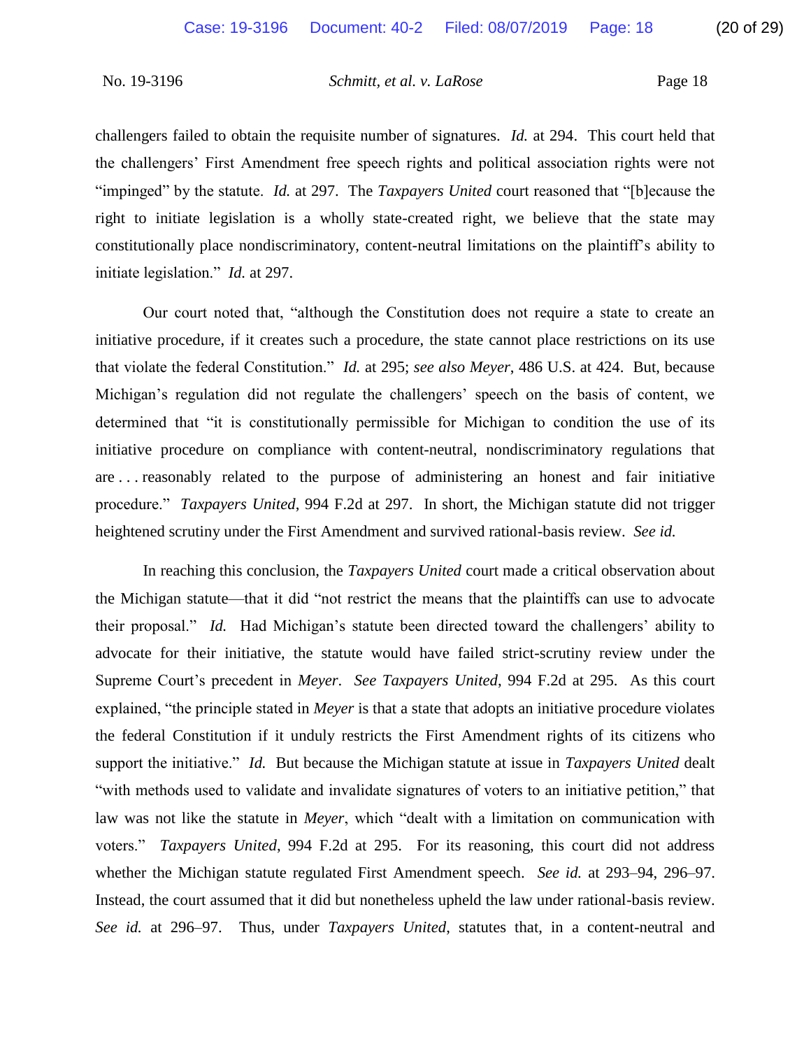challengers failed to obtain the requisite number of signatures. *Id.* at 294. This court held that the challengers' First Amendment free speech rights and political association rights were not "impinged" by the statute. *Id.* at 297. The *Taxpayers United* court reasoned that "[b]ecause the right to initiate legislation is a wholly state-created right, we believe that the state may constitutionally place nondiscriminatory, content-neutral limitations on the plaintiff's ability to initiate legislation." *Id.* at 297.

Our court noted that, "although the Constitution does not require a state to create an initiative procedure, if it creates such a procedure, the state cannot place restrictions on its use that violate the federal Constitution." *Id.* at 295; *see also Meyer*, 486 U.S. at 424. But, because Michigan's regulation did not regulate the challengers' speech on the basis of content, we determined that "it is constitutionally permissible for Michigan to condition the use of its initiative procedure on compliance with content-neutral, nondiscriminatory regulations that are . . . reasonably related to the purpose of administering an honest and fair initiative procedure." *Taxpayers United*, 994 F.2d at 297. In short, the Michigan statute did not trigger heightened scrutiny under the First Amendment and survived rational-basis review. *See id.*

In reaching this conclusion, the *Taxpayers United* court made a critical observation about the Michigan statute—that it did "not restrict the means that the plaintiffs can use to advocate their proposal." *Id.* Had Michigan's statute been directed toward the challengers' ability to advocate for their initiative, the statute would have failed strict-scrutiny review under the Supreme Court's precedent in *Meyer*. *See Taxpayers United*, 994 F.2d at 295. As this court explained, "the principle stated in *Meyer* is that a state that adopts an initiative procedure violates the federal Constitution if it unduly restricts the First Amendment rights of its citizens who support the initiative." *Id.* But because the Michigan statute at issue in *Taxpayers United* dealt "with methods used to validate and invalidate signatures of voters to an initiative petition," that law was not like the statute in *Meyer*, which "dealt with a limitation on communication with voters." *Taxpayers United*, 994 F.2d at 295. For its reasoning, this court did not address whether the Michigan statute regulated First Amendment speech. *See id.* at 293–94, 296–97. Instead, the court assumed that it did but nonetheless upheld the law under rational-basis review. *See id.* at 296–97. Thus, under *Taxpayers United*, statutes that, in a content-neutral and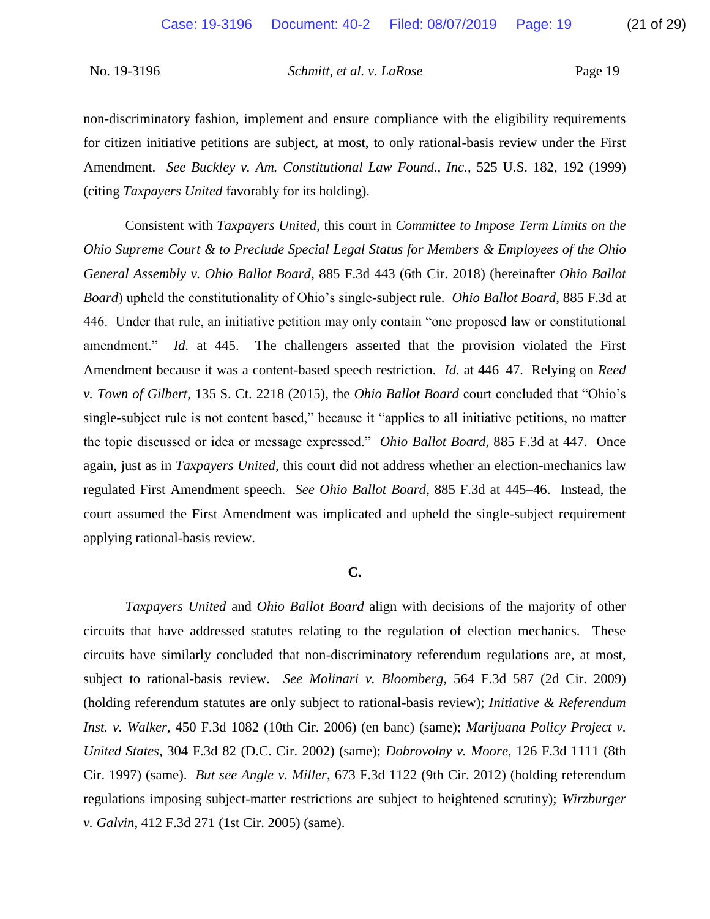non-discriminatory fashion, implement and ensure compliance with the eligibility requirements for citizen initiative petitions are subject, at most, to only rational-basis review under the First Amendment. *See Buckley v. Am. Constitutional Law Found., Inc.*, 525 U.S. 182, 192 (1999) (citing *Taxpayers United* favorably for its holding).

Consistent with *Taxpayers United*, this court in *Committee to Impose Term Limits on the Ohio Supreme Court & to Preclude Special Legal Status for Members & Employees of the Ohio General Assembly v. Ohio Ballot Board*, 885 F.3d 443 (6th Cir. 2018) (hereinafter *Ohio Ballot Board*) upheld the constitutionality of Ohio's single-subject rule. *Ohio Ballot Board*, 885 F.3d at 446. Under that rule, an initiative petition may only contain "one proposed law or constitutional amendment." *Id.* at 445. The challengers asserted that the provision violated the First Amendment because it was a content-based speech restriction. *Id.* at 446–47. Relying on *Reed v. Town of Gilbert*, 135 S. Ct. 2218 (2015), the *Ohio Ballot Board* court concluded that "Ohio's single-subject rule is not content based," because it "applies to all initiative petitions, no matter the topic discussed or idea or message expressed." *Ohio Ballot Board*, 885 F.3d at 447. Once again, just as in *Taxpayers United*, this court did not address whether an election-mechanics law regulated First Amendment speech. *See Ohio Ballot Board*, 885 F.3d at 445–46. Instead, the court assumed the First Amendment was implicated and upheld the single-subject requirement applying rational-basis review.

### C.

*Taxpayers United* and *Ohio Ballot Board* align with decisions of the majority of other circuits that have addressed statutes relating to the regulation of election mechanics. These circuits have similarly concluded that non-discriminatory referendum regulations are, at most, subject to rational-basis review. *See Molinari v. Bloomberg*, 564 F.3d 587 (2d Cir. 2009) (holding referendum statutes are only subject to rational-basis review); *Initiative & Referendum Inst. v. Walker*, 450 F.3d 1082 (10th Cir. 2006) (en banc) (same); *Marijuana Policy Project v. United States*, 304 F.3d 82 (D.C. Cir. 2002) (same); *Dobrovolny v. Moore*, 126 F.3d 1111 (8th Cir. 1997) (same). *But see Angle v. Miller*, 673 F.3d 1122 (9th Cir. 2012) (holding referendum regulations imposing subject-matter restrictions are subject to heightened scrutiny); *Wirzburger v. Galvin*, 412 F.3d 271 (1st Cir. 2005) (same).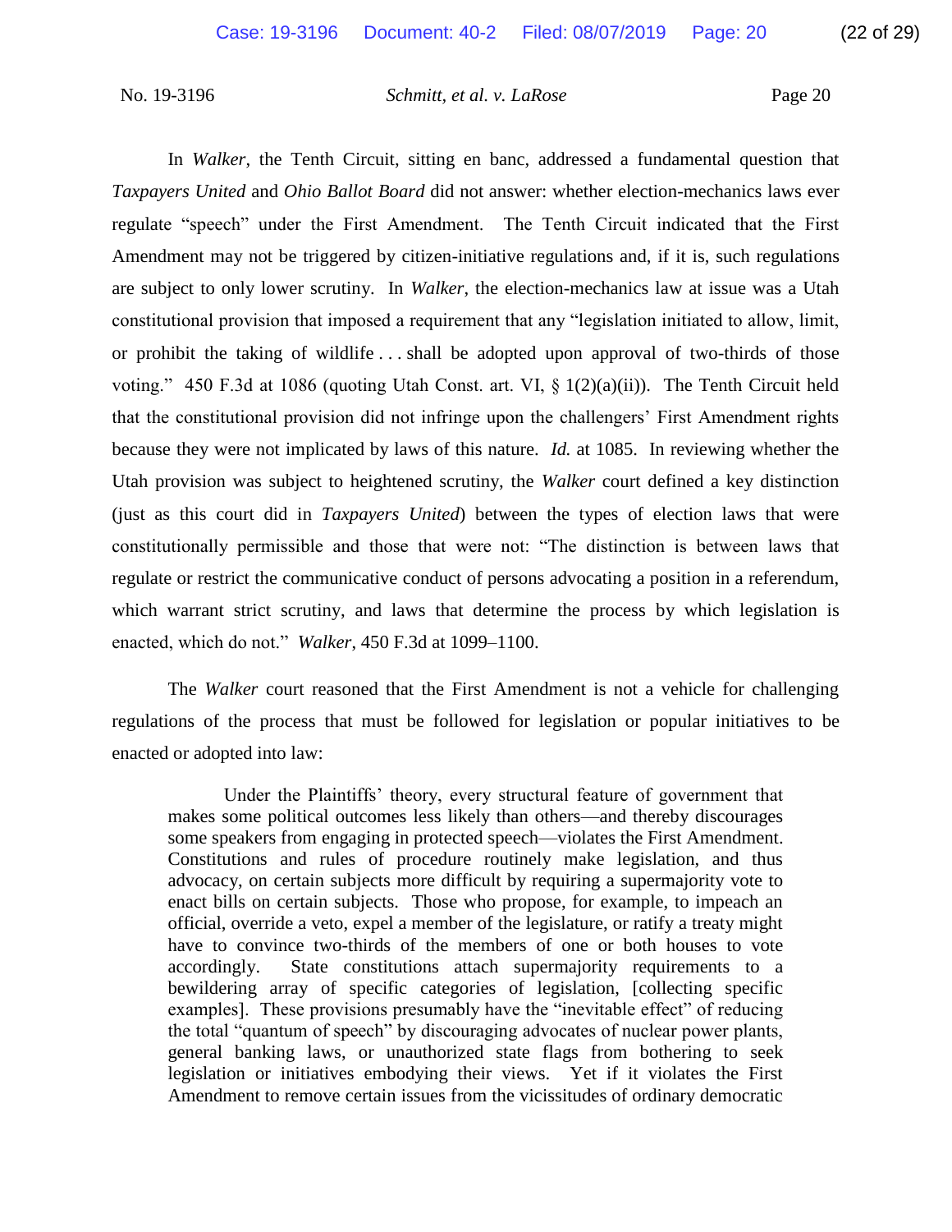In *Walker*, the Tenth Circuit, sitting en banc, addressed a fundamental question that *Taxpayers United* and *Ohio Ballot Board* did not answer: whether election-mechanics laws ever regulate "speech" under the First Amendment. The Tenth Circuit indicated that the First Amendment may not be triggered by citizen-initiative regulations and, if it is, such regulations are subject to only lower scrutiny. In *Walker*, the election-mechanics law at issue was a Utah constitutional provision that imposed a requirement that any "legislation initiated to allow, limit, or prohibit the taking of wildlife . . . shall be adopted upon approval of two-thirds of those voting." 450 F.3d at 1086 (quoting Utah Const. art. VI, § 1(2)(a)(ii)). The Tenth Circuit held that the constitutional provision did not infringe upon the challengers' First Amendment rights because they were not implicated by laws of this nature. *Id.* at 1085. In reviewing whether the Utah provision was subject to heightened scrutiny, the *Walker* court defined a key distinction (just as this court did in *Taxpayers United*) between the types of election laws that were constitutionally permissible and those that were not: "The distinction is between laws that regulate or restrict the communicative conduct of persons advocating a position in a referendum, which warrant strict scrutiny, and laws that determine the process by which legislation is enacted, which do not." *Walker*, 450 F.3d at 1099–1100.

The *Walker* court reasoned that the First Amendment is not a vehicle for challenging regulations of the process that must be followed for legislation or popular initiatives to be enacted or adopted into law:

> Under the Plaintiffs' theory, every structural feature of government that makes some political outcomes less likely than others—and thereby discourages some speakers from engaging in protected speech—violates the First Amendment. Constitutions and rules of procedure routinely make legislation, and thus advocacy, on certain subjects more difficult by requiring a supermajority vote to enact bills on certain subjects. Those who propose, for example, to impeach an official, override a veto, expel a member of the legislature, or ratify a treaty might have to convince two-thirds of the members of one or both houses to vote accordingly. State constitutions attach supermajority requirements to a bewildering array of specific categories of legislation, [collecting specific examples]. These provisions presumably have the "inevitable effect" of reducing the total "quantum of speech" by discouraging advocates of nuclear power plants, general banking laws, or unauthorized state flags from bothering to seek legislation or initiatives embodying their views. Yet if it violates the First Amendment to remove certain issues from the vicissitudes of ordinary democratic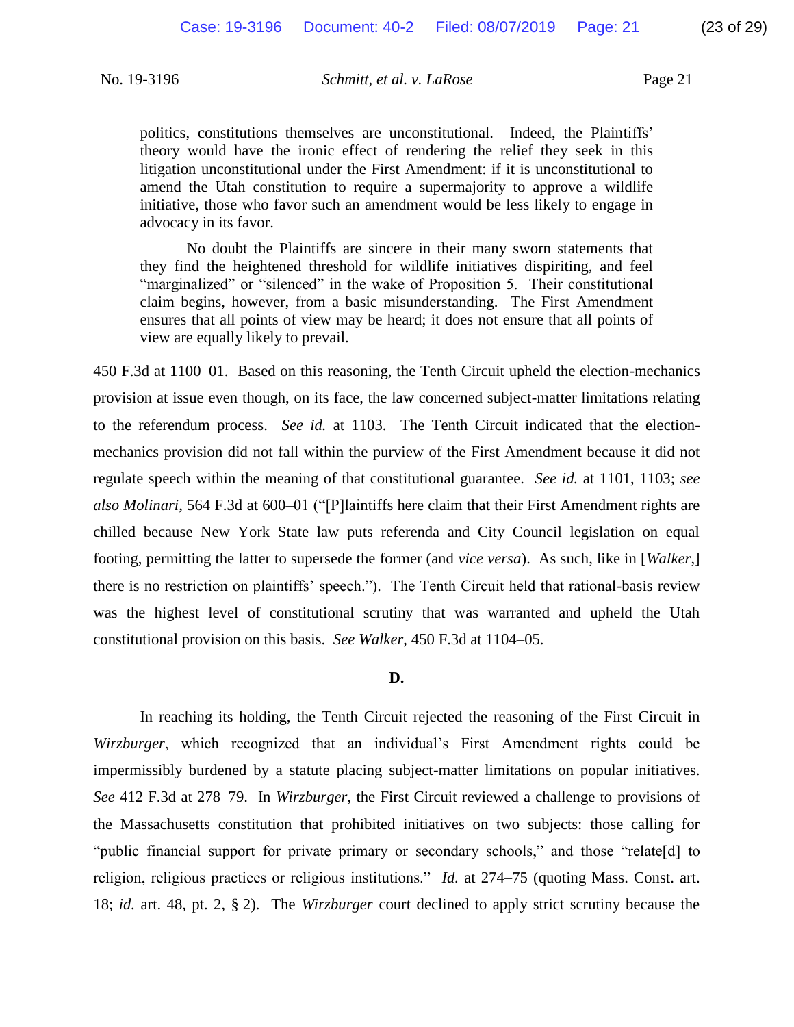> politics, constitutions themselves are unconstitutional. Indeed, the Plaintiffs' theory would have the ironic effect of rendering the relief they seek in this litigation unconstitutional under the First Amendment: if it is unconstitutional to amend the Utah constitution to require a supermajority to approve a wildlife initiative, those who favor such an amendment would be less likely to engage in advocacy in its favor.
>
> No doubt the Plaintiffs are sincere in their many sworn statements that they find the heightened threshold for wildlife initiatives dispiriting, and feel "marginalized" or "silenced" in the wake of Proposition 5. Their constitutional claim begins, however, from a basic misunderstanding. The First Amendment ensures that all points of view may be heard; it does not ensure that all points of view are equally likely to prevail.

450 F.3d at 1100–01. Based on this reasoning, the Tenth Circuit upheld the election-mechanics provision at issue even though, on its face, the law concerned subject-matter limitations relating to the referendum process. *See id.* at 1103. The Tenth Circuit indicated that the election-mechanics provision did not fall within the purview of the First Amendment because it did not regulate speech within the meaning of that constitutional guarantee. *See id.* at 1101, 1103; *see also Molinari*, 564 F.3d at 600–01 ("[P]laintiffs here claim that their First Amendment rights are chilled because New York State law puts referenda and City Council legislation on equal footing, permitting the latter to supersede the former (and *vice versa*). As such, like in [*Walker*,] there is no restriction on plaintiffs' speech."). The Tenth Circuit held that rational-basis review was the highest level of constitutional scrutiny that was warranted and upheld the Utah constitutional provision on this basis. *See Walker*, 450 F.3d at 1104–05.

**D.**

In reaching its holding, the Tenth Circuit rejected the reasoning of the First Circuit in *Wirzburger*, which recognized that an individual's First Amendment rights could be impermissibly burdened by a statute placing subject-matter limitations on popular initiatives. *See* 412 F.3d at 278–79. In *Wirzburger*, the First Circuit reviewed a challenge to provisions of the Massachusetts constitution that prohibited initiatives on two subjects: those calling for "public financial support for private primary or secondary schools," and those "relate[d] to religion, religious practices or religious institutions." *Id.* at 274–75 (quoting Mass. Const. art. 18; *id.* art. 48, pt. 2, § 2). The *Wirzburger* court declined to apply strict scrutiny because the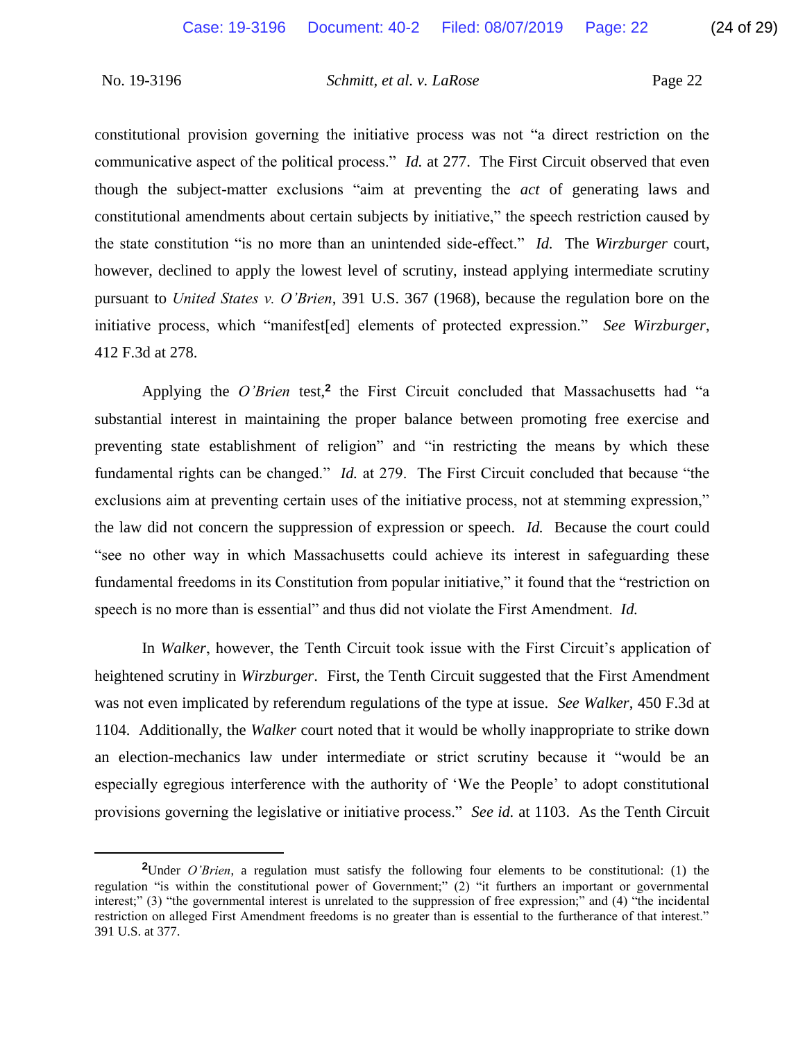constitutional provision governing the initiative process was not "a direct restriction on the communicative aspect of the political process." *Id.* at 277. The First Circuit observed that even though the subject-matter exclusions "aim at preventing the *act* of generating laws and constitutional amendments about certain subjects by initiative," the speech restriction caused by the state constitution "is no more than an unintended side-effect." *Id.* The *Wirzburger* court, however, declined to apply the lowest level of scrutiny, instead applying intermediate scrutiny pursuant to *United States v. O'Brien*, 391 U.S. 367 (1968), because the regulation bore on the initiative process, which "manifest[ed] elements of protected expression." *See Wirzburger*, 412 F.3d at 278.

Applying the *O'Brien* test,[2] the First Circuit concluded that Massachusetts had "a substantial interest in maintaining the proper balance between promoting free exercise and preventing state establishment of religion" and "in restricting the means by which these fundamental rights can be changed." *Id.* at 279. The First Circuit concluded that because "the exclusions aim at preventing certain uses of the initiative process, not at stemming expression," the law did not concern the suppression of expression or speech. *Id.* Because the court could "see no other way in which Massachusetts could achieve its interest in safeguarding these fundamental freedoms in its Constitution from popular initiative," it found that the "restriction on speech is no more than is essential" and thus did not violate the First Amendment. *Id.*

In *Walker*, however, the Tenth Circuit took issue with the First Circuit's application of heightened scrutiny in *Wirzburger*. First, the Tenth Circuit suggested that the First Amendment was not even implicated by referendum regulations of the type at issue. *See Walker*, 450 F.3d at 1104. Additionally, the *Walker* court noted that it would be wholly inappropriate to strike down an election-mechanics law under intermediate or strict scrutiny because it "would be an especially egregious interference with the authority of 'We the People' to adopt constitutional provisions governing the legislative or initiative process." *See id.* at 1103. As the Tenth Circuit

---

[2]Under *O'Brien*, a regulation must satisfy the following four elements to be constitutional: (1) the regulation "is within the constitutional power of Government;" (2) "it furthers an important or governmental interest;" (3) "the governmental interest is unrelated to the suppression of free expression;" and (4) "the incidental restriction on alleged First Amendment freedoms is no greater than is essential to the furtherance of that interest." 391 U.S. at 377.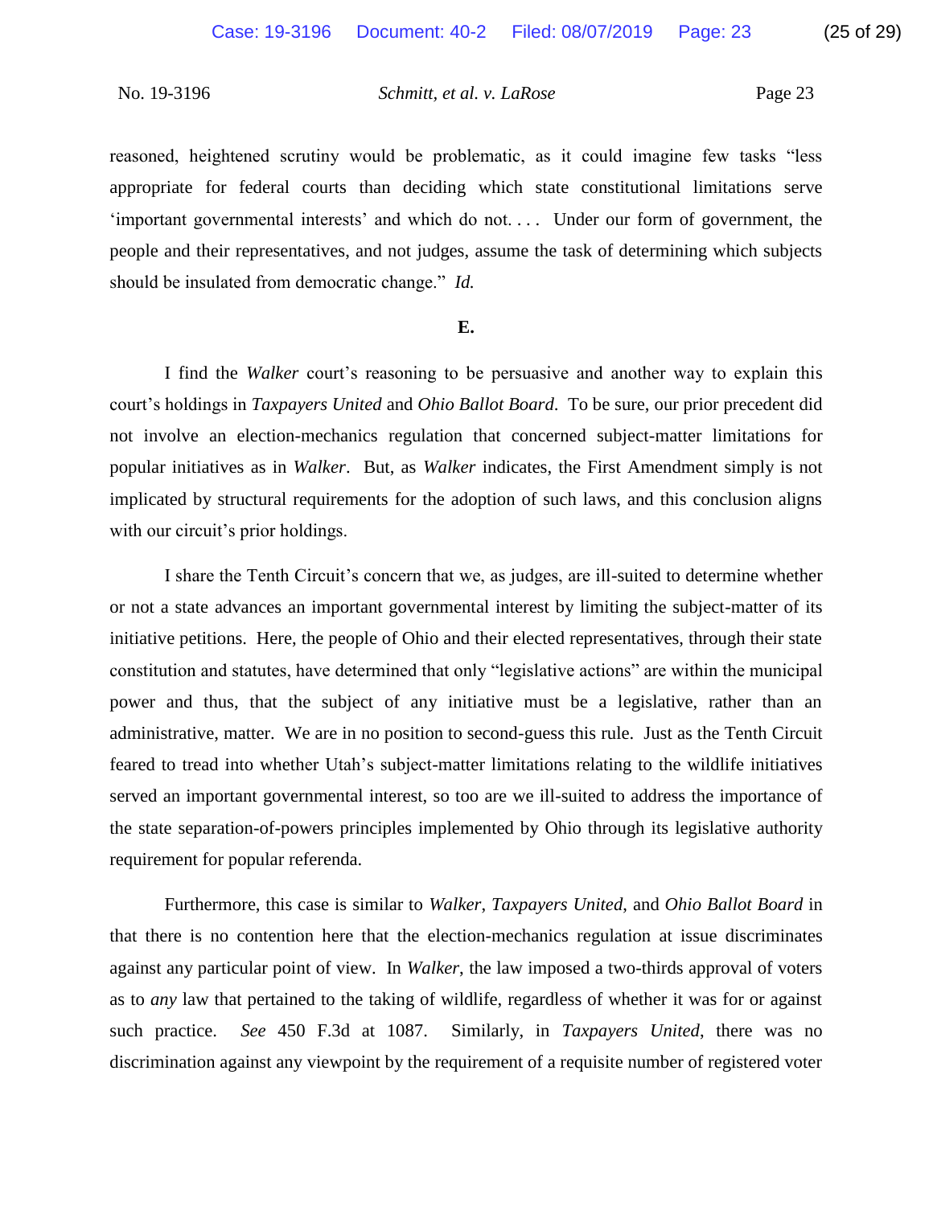reasoned, heightened scrutiny would be problematic, as it could imagine few tasks "less appropriate for federal courts than deciding which state constitutional limitations serve 'important governmental interests' and which do not. . . . Under our form of government, the people and their representatives, and not judges, assume the task of determining which subjects should be insulated from democratic change." *Id.*

**E.**

I find the *Walker* court's reasoning to be persuasive and another way to explain this court's holdings in *Taxpayers United* and *Ohio Ballot Board*. To be sure, our prior precedent did not involve an election-mechanics regulation that concerned subject-matter limitations for popular initiatives as in *Walker*. But, as *Walker* indicates, the First Amendment simply is not implicated by structural requirements for the adoption of such laws, and this conclusion aligns with our circuit's prior holdings.

I share the Tenth Circuit's concern that we, as judges, are ill-suited to determine whether or not a state advances an important governmental interest by limiting the subject-matter of its initiative petitions. Here, the people of Ohio and their elected representatives, through their state constitution and statutes, have determined that only "legislative actions" are within the municipal power and thus, that the subject of any initiative must be a legislative, rather than an administrative, matter. We are in no position to second-guess this rule. Just as the Tenth Circuit feared to tread into whether Utah's subject-matter limitations relating to the wildlife initiatives served an important governmental interest, so too are we ill-suited to address the importance of the state separation-of-powers principles implemented by Ohio through its legislative authority requirement for popular referenda.

Furthermore, this case is similar to *Walker*, *Taxpayers United*, and *Ohio Ballot Board* in that there is no contention here that the election-mechanics regulation at issue discriminates against any particular point of view. In *Walker*, the law imposed a two-thirds approval of voters as to *any* law that pertained to the taking of wildlife, regardless of whether it was for or against such practice. *See* 450 F.3d at 1087. Similarly, in *Taxpayers United*, there was no discrimination against any viewpoint by the requirement of a requisite number of registered voter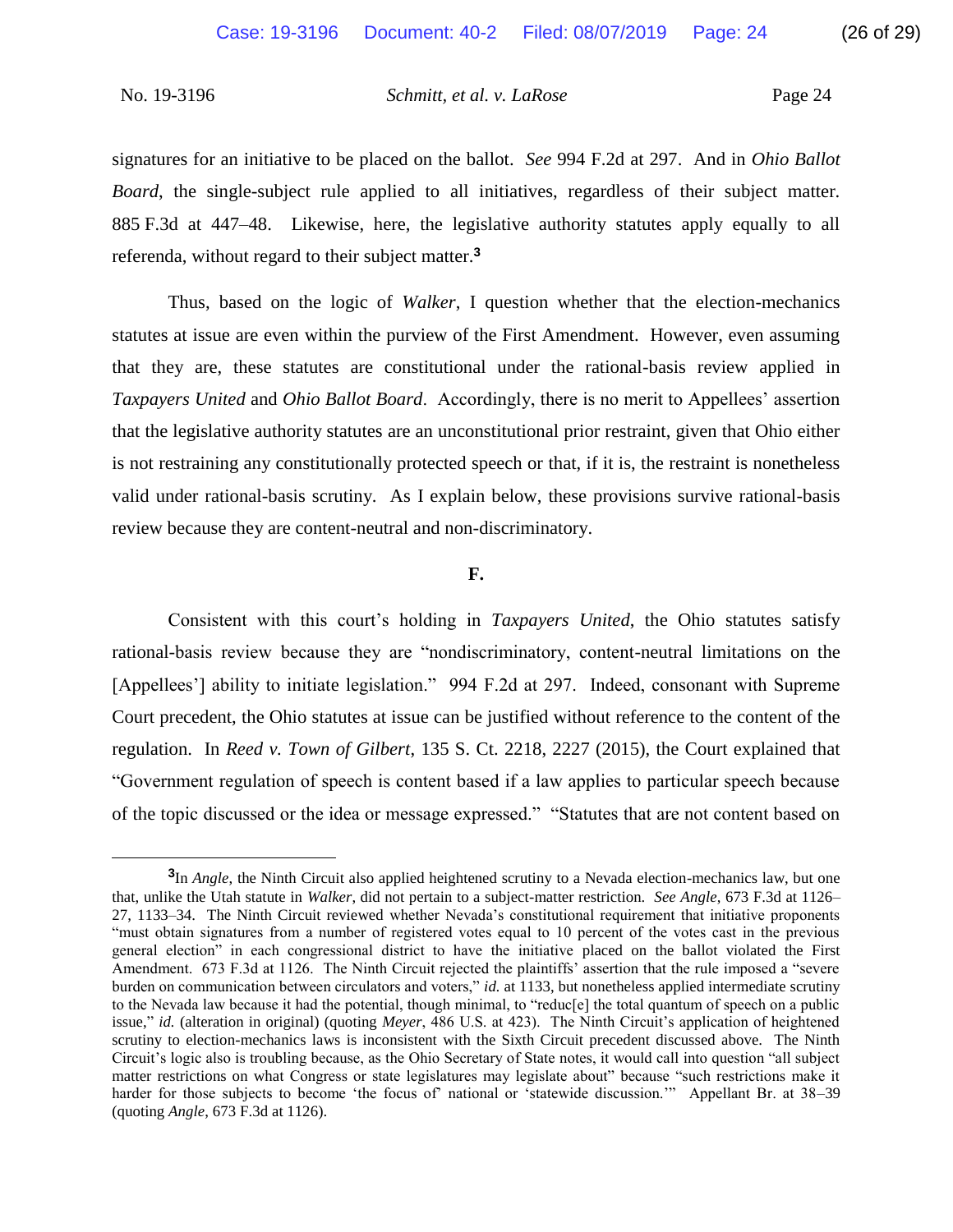signatures for an initiative to be placed on the ballot. *See* 994 F.2d at 297. And in *Ohio Ballot Board*, the single-subject rule applied to all initiatives, regardless of their subject matter. 885 F.3d at 447–48. Likewise, here, the legislative authority statutes apply equally to all referenda, without regard to their subject matter.[3]

Thus, based on the logic of *Walker*, I question whether that the election-mechanics statutes at issue are even within the purview of the First Amendment. However, even assuming that they are, these statutes are constitutional under the rational-basis review applied in *Taxpayers United* and *Ohio Ballot Board*. Accordingly, there is no merit to Appellees' assertion that the legislative authority statutes are an unconstitutional prior restraint, given that Ohio either is not restraining any constitutionally protected speech or that, if it is, the restraint is nonetheless valid under rational-basis scrutiny. As I explain below, these provisions survive rational-basis review because they are content-neutral and non-discriminatory.

**F.**

Consistent with this court's holding in *Taxpayers United*, the Ohio statutes satisfy rational-basis review because they are "nondiscriminatory, content-neutral limitations on the [Appellees'] ability to initiate legislation." 994 F.2d at 297. Indeed, consonant with Supreme Court precedent, the Ohio statutes at issue can be justified without reference to the content of the regulation. In *Reed v. Town of Gilbert*, 135 S. Ct. 2218, 2227 (2015), the Court explained that "Government regulation of speech is content based if a law applies to particular speech because of the topic discussed or the idea or message expressed." "Statutes that are not content based on

---

[3]In *Angle*, the Ninth Circuit also applied heightened scrutiny to a Nevada election-mechanics law, but one that, unlike the Utah statute in *Walker*, did not pertain to a subject-matter restriction. *See Angle*, 673 F.3d at 1126–27, 1133–34. The Ninth Circuit reviewed whether Nevada's constitutional requirement that initiative proponents "must obtain signatures from a number of registered votes equal to 10 percent of the votes cast in the previous general election" in each congressional district to have the initiative placed on the ballot violated the First Amendment. 673 F.3d at 1126. The Ninth Circuit rejected the plaintiffs' assertion that the rule imposed a "severe burden on communication between circulators and voters," *id.* at 1133, but nonetheless applied intermediate scrutiny to the Nevada law because it had the potential, though minimal, to "reduc[e] the total quantum of speech on a public issue," *id.* (alteration in original) (quoting *Meyer*, 486 U.S. at 423). The Ninth Circuit's application of heightened scrutiny to election-mechanics laws is inconsistent with the Sixth Circuit precedent discussed above. The Ninth Circuit's logic also is troubling because, as the Ohio Secretary of State notes, it would call into question "all subject matter restrictions on what Congress or state legislatures may legislate about" because "such restrictions make it harder for those subjects to become 'the focus of' national or 'statewide discussion.'" Appellant Br. at 38–39 (quoting *Angle*, 673 F.3d at 1126).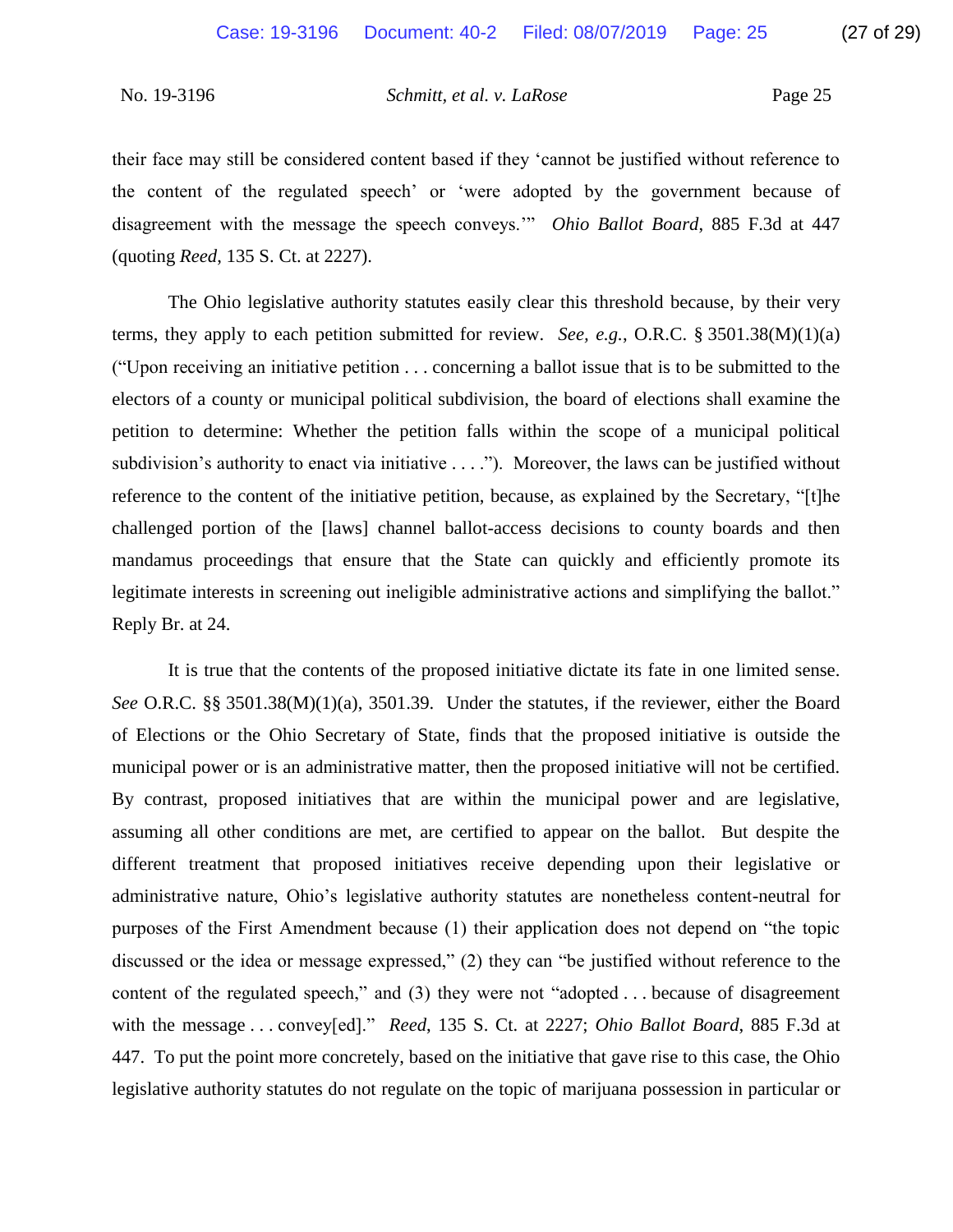their face may still be considered content based if they 'cannot be justified without reference to the content of the regulated speech' or 'were adopted by the government because of disagreement with the message the speech conveys.'" *Ohio Ballot Board*, 885 F.3d at 447 (quoting *Reed*, 135 S. Ct. at 2227).

The Ohio legislative authority statutes easily clear this threshold because, by their very terms, they apply to each petition submitted for review. *See, e.g.*, O.R.C. § 3501.38(M)(1)(a) ("Upon receiving an initiative petition . . . concerning a ballot issue that is to be submitted to the electors of a county or municipal political subdivision, the board of elections shall examine the petition to determine: Whether the petition falls within the scope of a municipal political subdivision's authority to enact via initiative . . . ."). Moreover, the laws can be justified without reference to the content of the initiative petition, because, as explained by the Secretary, "[t]he challenged portion of the [laws] channel ballot-access decisions to county boards and then mandamus proceedings that ensure that the State can quickly and efficiently promote its legitimate interests in screening out ineligible administrative actions and simplifying the ballot." Reply Br. at 24.

It is true that the contents of the proposed initiative dictate its fate in one limited sense. *See* O.R.C. §§ 3501.38(M)(1)(a), 3501.39. Under the statutes, if the reviewer, either the Board of Elections or the Ohio Secretary of State, finds that the proposed initiative is outside the municipal power or is an administrative matter, then the proposed initiative will not be certified. By contrast, proposed initiatives that are within the municipal power and are legislative, assuming all other conditions are met, are certified to appear on the ballot. But despite the different treatment that proposed initiatives receive depending upon their legislative or administrative nature, Ohio's legislative authority statutes are nonetheless content-neutral for purposes of the First Amendment because (1) their application does not depend on "the topic discussed or the idea or message expressed," (2) they can "be justified without reference to the content of the regulated speech," and (3) they were not "adopted . . . because of disagreement with the message . . . convey[ed]." *Reed*, 135 S. Ct. at 2227; *Ohio Ballot Board*, 885 F.3d at 447. To put the point more concretely, based on the initiative that gave rise to this case, the Ohio legislative authority statutes do not regulate on the topic of marijuana possession in particular or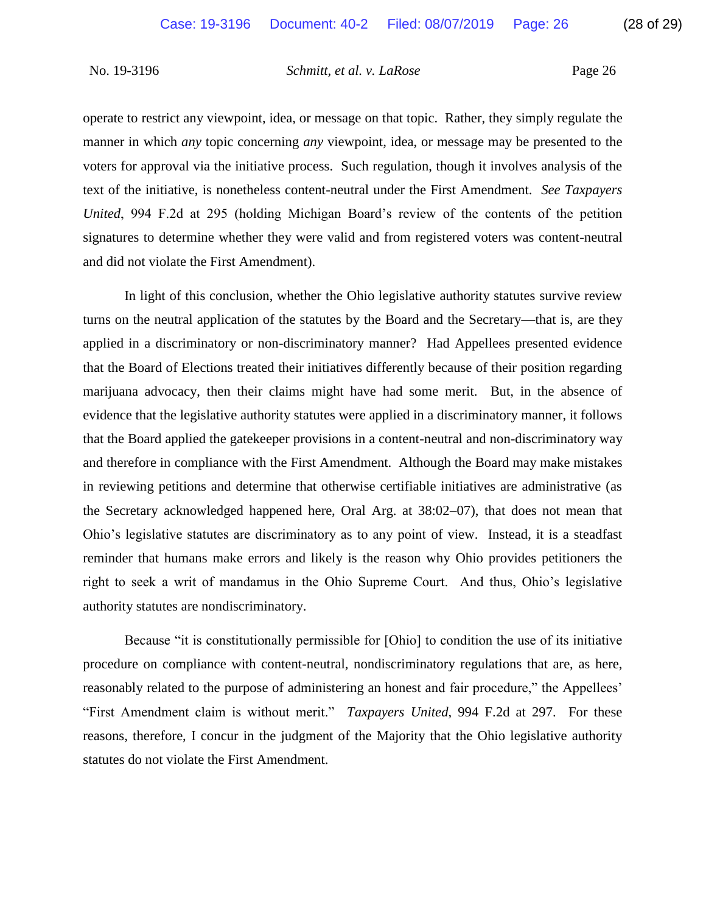operate to restrict any viewpoint, idea, or message on that topic. Rather, they simply regulate the manner in which *any* topic concerning *any* viewpoint, idea, or message may be presented to the voters for approval via the initiative process. Such regulation, though it involves analysis of the text of the initiative, is nonetheless content-neutral under the First Amendment. *See Taxpayers United*, 994 F.2d at 295 (holding Michigan Board's review of the contents of the petition signatures to determine whether they were valid and from registered voters was content-neutral and did not violate the First Amendment).

In light of this conclusion, whether the Ohio legislative authority statutes survive review turns on the neutral application of the statutes by the Board and the Secretary—that is, are they applied in a discriminatory or non-discriminatory manner? Had Appellees presented evidence that the Board of Elections treated their initiatives differently because of their position regarding marijuana advocacy, then their claims might have had some merit. But, in the absence of evidence that the legislative authority statutes were applied in a discriminatory manner, it follows that the Board applied the gatekeeper provisions in a content-neutral and non-discriminatory way and therefore in compliance with the First Amendment. Although the Board may make mistakes in reviewing petitions and determine that otherwise certifiable initiatives are administrative (as the Secretary acknowledged happened here, Oral Arg. at 38:02–07), that does not mean that Ohio's legislative statutes are discriminatory as to any point of view. Instead, it is a steadfast reminder that humans make errors and likely is the reason why Ohio provides petitioners the right to seek a writ of mandamus in the Ohio Supreme Court. And thus, Ohio's legislative authority statutes are nondiscriminatory.

Because "it is constitutionally permissible for [Ohio] to condition the use of its initiative procedure on compliance with content-neutral, nondiscriminatory regulations that are, as here, reasonably related to the purpose of administering an honest and fair procedure," the Appellees' "First Amendment claim is without merit." *Taxpayers United*, 994 F.2d at 297. For these reasons, therefore, I concur in the judgment of the Majority that the Ohio legislative authority statutes do not violate the First Amendment.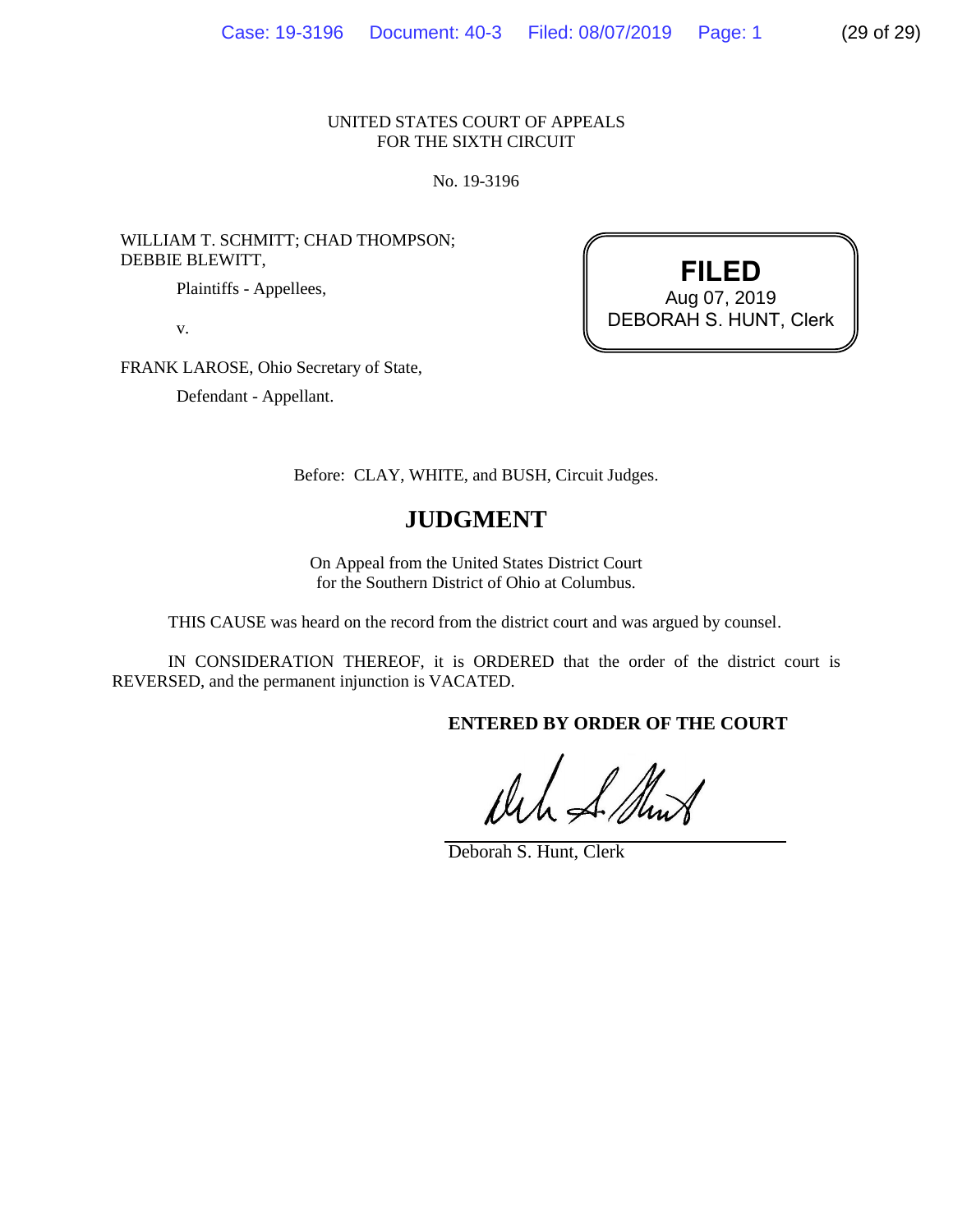UNITED STATES COURT OF APPEALS
FOR THE SIXTH CIRCUIT

No. 19-3196

WILLIAM T. SCHMITT; CHAD THOMPSON; DEBBIE BLEWITT,

Plaintiffs - Appellees,

v.

FRANK LAROSE, Ohio Secretary of State,

Defendant - Appellant.

**FILED**
Aug 07, 2019
DEBORAH S. HUNT, Clerk

Before: CLAY, WHITE, and BUSH, Circuit Judges.

# JUDGMENT

On Appeal from the United States District Court
for the Southern District of Ohio at Columbus.

THIS CAUSE was heard on the record from the district court and was argued by counsel.

IN CONSIDERATION THEREOF, it is ORDERED that the order of the district court is REVERSED, and the permanent injunction is VACATED.

**ENTERED BY ORDER OF THE COURT**

Deborah S. Hunt, Clerk